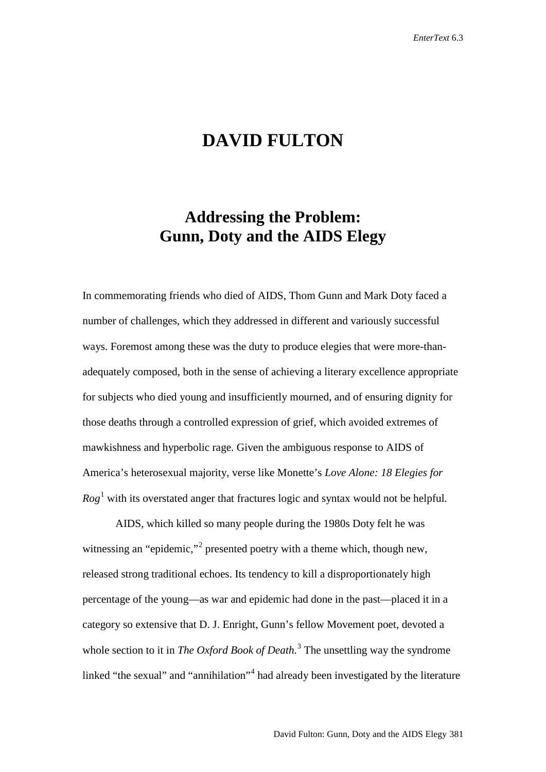# DAVID FULTON

## Addressing the Problem: Gunn, Doty and the AIDS Elegy

In commemorating friends who died of AIDS, Thom Gunn and Mark Doty faced a number of challenges, which they addressed in different and variously successful ways. Foremost among these was the duty to produce elegies that were more-than-adequately composed, both in the sense of achieving a literary excellence appropriate for subjects who died young and insufficiently mourned, and of ensuring dignity for those deaths through a controlled expression of grief, which avoided extremes of mawkishness and hyperbolic rage. Given the ambiguous response to AIDS of America's heterosexual majority, verse like Monette's *Love Alone: 18 Elegies for Rog*[1] with its overstated anger that fractures logic and syntax would not be helpful.

AIDS, which killed so many people during the 1980s Doty felt he was witnessing an "epidemic,"[2] presented poetry with a theme which, though new, released strong traditional echoes. Its tendency to kill a disproportionately high percentage of the young—as war and epidemic had done in the past—placed it in a category so extensive that D. J. Enright, Gunn's fellow Movement poet, devoted a whole section to it in *The Oxford Book of Death.*[3] The unsettling way the syndrome linked "the sexual" and "annihilation"[4] had already been investigated by the literature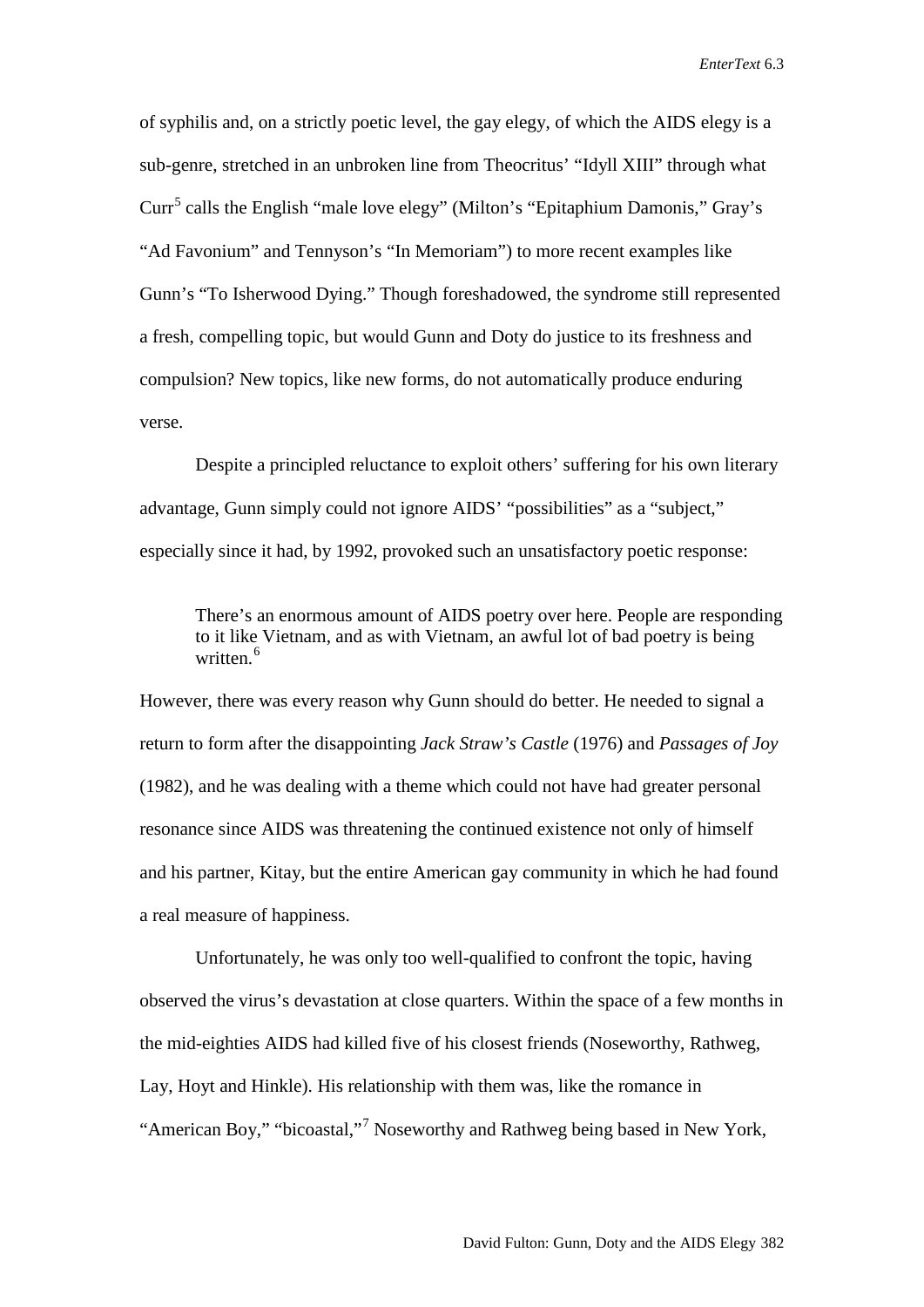of syphilis and, on a strictly poetic level, the gay elegy, of which the AIDS elegy is a sub-genre, stretched in an unbroken line from Theocritus' "Idyll XIII" through what Curr[5] calls the English "male love elegy" (Milton's "Epitaphium Damonis," Gray's "Ad Favonium" and Tennyson's "In Memoriam") to more recent examples like Gunn's "To Isherwood Dying." Though foreshadowed, the syndrome still represented a fresh, compelling topic, but would Gunn and Doty do justice to its freshness and compulsion? New topics, like new forms, do not automatically produce enduring verse.

Despite a principled reluctance to exploit others' suffering for his own literary advantage, Gunn simply could not ignore AIDS' "possibilities" as a "subject," especially since it had, by 1992, provoked such an unsatisfactory poetic response:

> There's an enormous amount of AIDS poetry over here. People are responding to it like Vietnam, and as with Vietnam, an awful lot of bad poetry is being written.[6]

However, there was every reason why Gunn should do better. He needed to signal a return to form after the disappointing *Jack Straw's Castle* (1976) and *Passages of Joy* (1982), and he was dealing with a theme which could not have had greater personal resonance since AIDS was threatening the continued existence not only of himself and his partner, Kitay, but the entire American gay community in which he had found a real measure of happiness.

Unfortunately, he was only too well-qualified to confront the topic, having observed the virus's devastation at close quarters. Within the space of a few months in the mid-eighties AIDS had killed five of his closest friends (Noseworthy, Rathweg, Lay, Hoyt and Hinkle). His relationship with them was, like the romance in "American Boy," "bicoastal,"[7] Noseworthy and Rathweg being based in New York,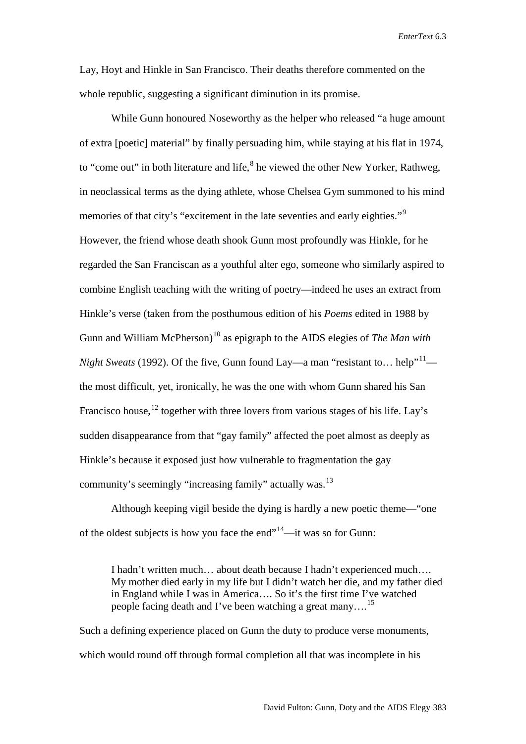Lay, Hoyt and Hinkle in San Francisco. Their deaths therefore commented on the whole republic, suggesting a significant diminution in its promise.

While Gunn honoured Noseworthy as the helper who released "a huge amount of extra [poetic] material" by finally persuading him, while staying at his flat in 1974, to "come out" in both literature and life,[8] he viewed the other New Yorker, Rathweg, in neoclassical terms as the dying athlete, whose Chelsea Gym summoned to his mind memories of that city's "excitement in the late seventies and early eighties."[9] However, the friend whose death shook Gunn most profoundly was Hinkle, for he regarded the San Franciscan as a youthful alter ego, someone who similarly aspired to combine English teaching with the writing of poetry—indeed he uses an extract from Hinkle's verse (taken from the posthumous edition of his *Poems* edited in 1988 by Gunn and William McPherson)[10] as epigraph to the AIDS elegies of *The Man with Night Sweats* (1992). Of the five, Gunn found Lay—a man "resistant to… help"[11]—the most difficult, yet, ironically, he was the one with whom Gunn shared his San Francisco house,[12] together with three lovers from various stages of his life. Lay's sudden disappearance from that "gay family" affected the poet almost as deeply as Hinkle's because it exposed just how vulnerable to fragmentation the gay community's seemingly "increasing family" actually was.[13]

Although keeping vigil beside the dying is hardly a new poetic theme—"one of the oldest subjects is how you face the end"[14]—it was so for Gunn:

> I hadn't written much… about death because I hadn't experienced much…. My mother died early in my life but I didn't watch her die, and my father died in England while I was in America…. So it's the first time I've watched people facing death and I've been watching a great many….[15]

Such a defining experience placed on Gunn the duty to produce verse monuments, which would round off through formal completion all that was incomplete in his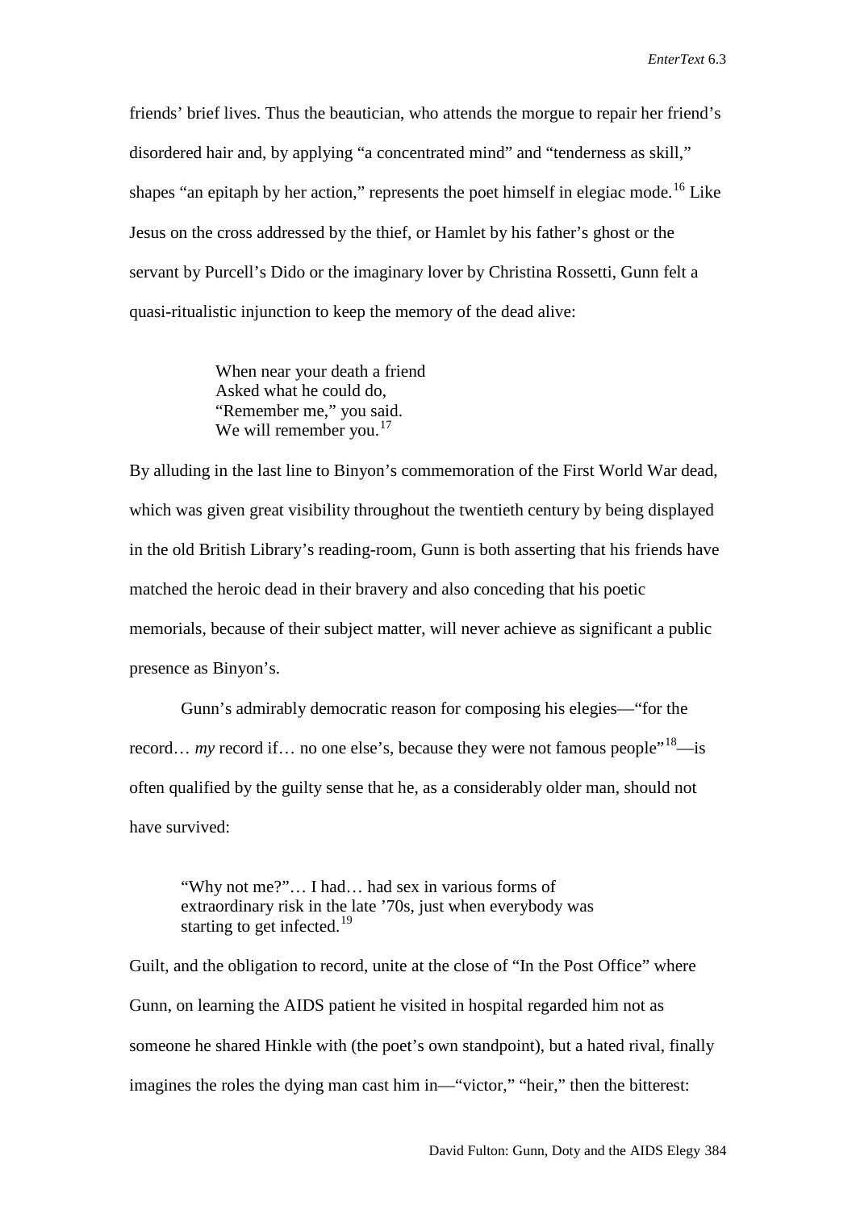friends' brief lives. Thus the beautician, who attends the morgue to repair her friend's disordered hair and, by applying "a concentrated mind" and "tenderness as skill," shapes "an epitaph by her action," represents the poet himself in elegiac mode.[16] Like Jesus on the cross addressed by the thief, or Hamlet by his father's ghost or the servant by Purcell's Dido or the imaginary lover by Christina Rossetti, Gunn felt a quasi-ritualistic injunction to keep the memory of the dead alive:

> When near your death a friend
> Asked what he could do,
> "Remember me," you said.
> We will remember you.[17]

By alluding in the last line to Binyon's commemoration of the First World War dead, which was given great visibility throughout the twentieth century by being displayed in the old British Library's reading-room, Gunn is both asserting that his friends have matched the heroic dead in their bravery and also conceding that his poetic memorials, because of their subject matter, will never achieve as significant a public presence as Binyon's.

Gunn's admirably democratic reason for composing his elegies—"for the record… *my* record if… no one else's, because they were not famous people"[18]—is often qualified by the guilty sense that he, as a considerably older man, should not have survived:

> "Why not me?"… I had… had sex in various forms of extraordinary risk in the late '70s, just when everybody was starting to get infected.[19]

Guilt, and the obligation to record, unite at the close of "In the Post Office" where Gunn, on learning the AIDS patient he visited in hospital regarded him not as someone he shared Hinkle with (the poet's own standpoint), but a hated rival, finally imagines the roles the dying man cast him in—"victor," "heir," then the bitterest: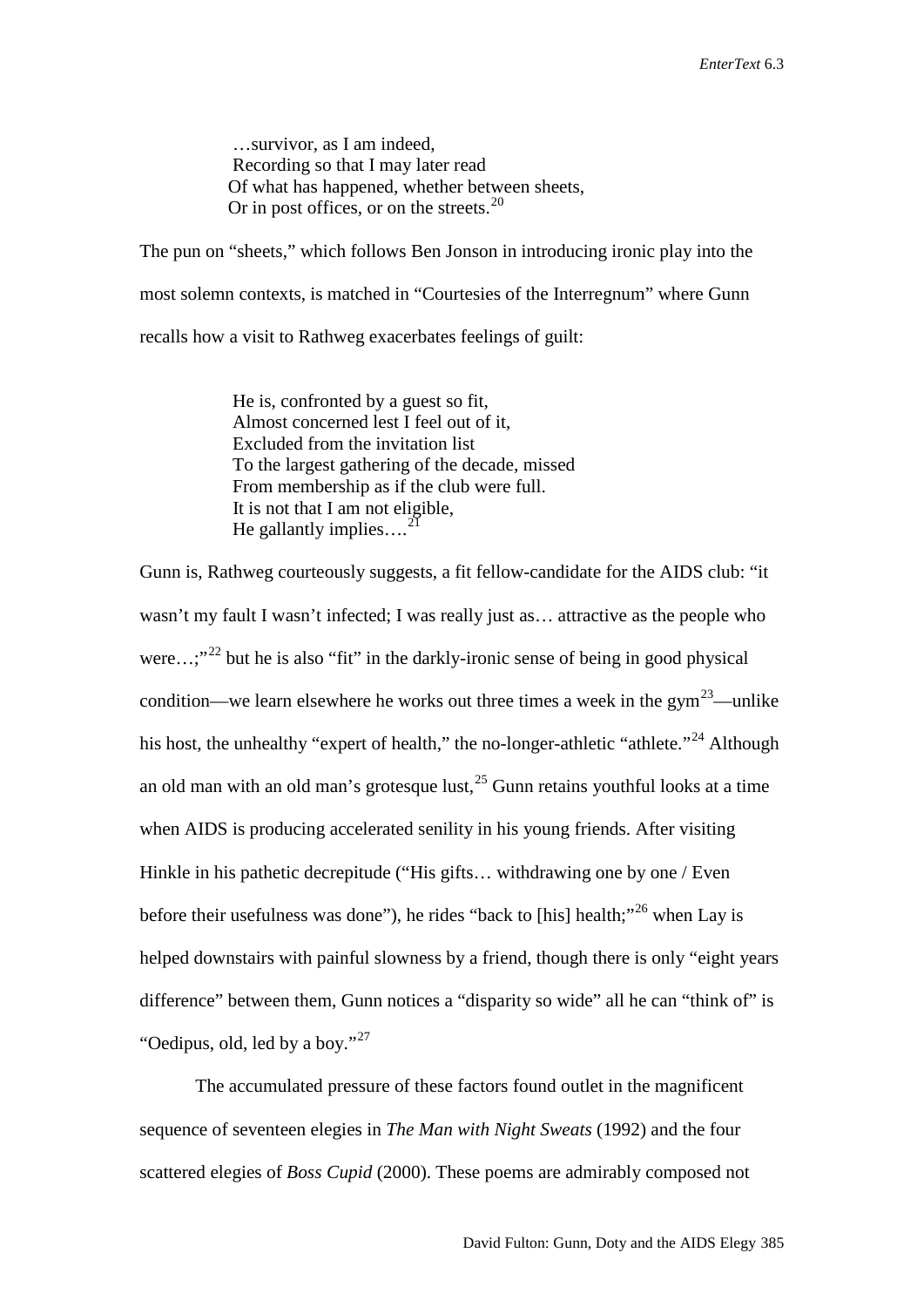> …survivor, as I am indeed,
> Recording so that I may later read
> Of what has happened, whether between sheets,
> Or in post offices, or on the streets.[20]

The pun on "sheets," which follows Ben Jonson in introducing ironic play into the most solemn contexts, is matched in "Courtesies of the Interregnum" where Gunn recalls how a visit to Rathweg exacerbates feelings of guilt:

> He is, confronted by a guest so fit,
> Almost concerned lest I feel out of it,
> Excluded from the invitation list
> To the largest gathering of the decade, missed
> From membership as if the club were full.
> It is not that I am not eligible,
> He gallantly implies….[21]

Gunn is, Rathweg courteously suggests, a fit fellow-candidate for the AIDS club: "it wasn't my fault I wasn't infected; I was really just as… attractive as the people who were…;"[22] but he is also "fit" in the darkly-ironic sense of being in good physical condition—we learn elsewhere he works out three times a week in the gym[23]—unlike his host, the unhealthy "expert of health," the no-longer-athletic "athlete."[24] Although an old man with an old man's grotesque lust,[25] Gunn retains youthful looks at a time when AIDS is producing accelerated senility in his young friends. After visiting Hinkle in his pathetic decrepitude ("His gifts… withdrawing one by one / Even before their usefulness was done"), he rides "back to [his] health;"[26] when Lay is helped downstairs with painful slowness by a friend, though there is only "eight years difference" between them, Gunn notices a "disparity so wide" all he can "think of" is "Oedipus, old, led by a boy."[27]

The accumulated pressure of these factors found outlet in the magnificent sequence of seventeen elegies in *The Man with Night Sweats* (1992) and the four scattered elegies of *Boss Cupid* (2000). These poems are admirably composed not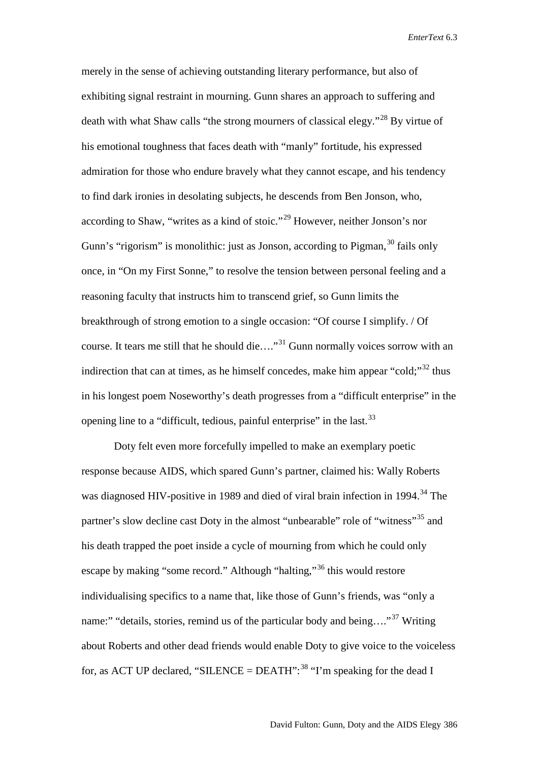merely in the sense of achieving outstanding literary performance, but also of exhibiting signal restraint in mourning. Gunn shares an approach to suffering and death with what Shaw calls "the strong mourners of classical elegy."[28] By virtue of his emotional toughness that faces death with "manly" fortitude, his expressed admiration for those who endure bravely what they cannot escape, and his tendency to find dark ironies in desolating subjects, he descends from Ben Jonson, who, according to Shaw, "writes as a kind of stoic."[29] However, neither Jonson's nor Gunn's "rigorism" is monolithic: just as Jonson, according to Pigman,[30] fails only once, in "On my First Sonne," to resolve the tension between personal feeling and a reasoning faculty that instructs him to transcend grief, so Gunn limits the breakthrough of strong emotion to a single occasion: "Of course I simplify. / Of course. It tears me still that he should die…."[31] Gunn normally voices sorrow with an indirection that can at times, as he himself concedes, make him appear "cold;"[32] thus in his longest poem Noseworthy's death progresses from a "difficult enterprise" in the opening line to a "difficult, tedious, painful enterprise" in the last.[33]

Doty felt even more forcefully impelled to make an exemplary poetic response because AIDS, which spared Gunn's partner, claimed his: Wally Roberts was diagnosed HIV-positive in 1989 and died of viral brain infection in 1994.[34] The partner's slow decline cast Doty in the almost "unbearable" role of "witness"[35] and his death trapped the poet inside a cycle of mourning from which he could only escape by making "some record." Although "halting,"[36] this would restore individualising specifics to a name that, like those of Gunn's friends, was "only a name:" "details, stories, remind us of the particular body and being…."[37] Writing about Roberts and other dead friends would enable Doty to give voice to the voiceless for, as ACT UP declared, "SILENCE = DEATH":[38] "I'm speaking for the dead I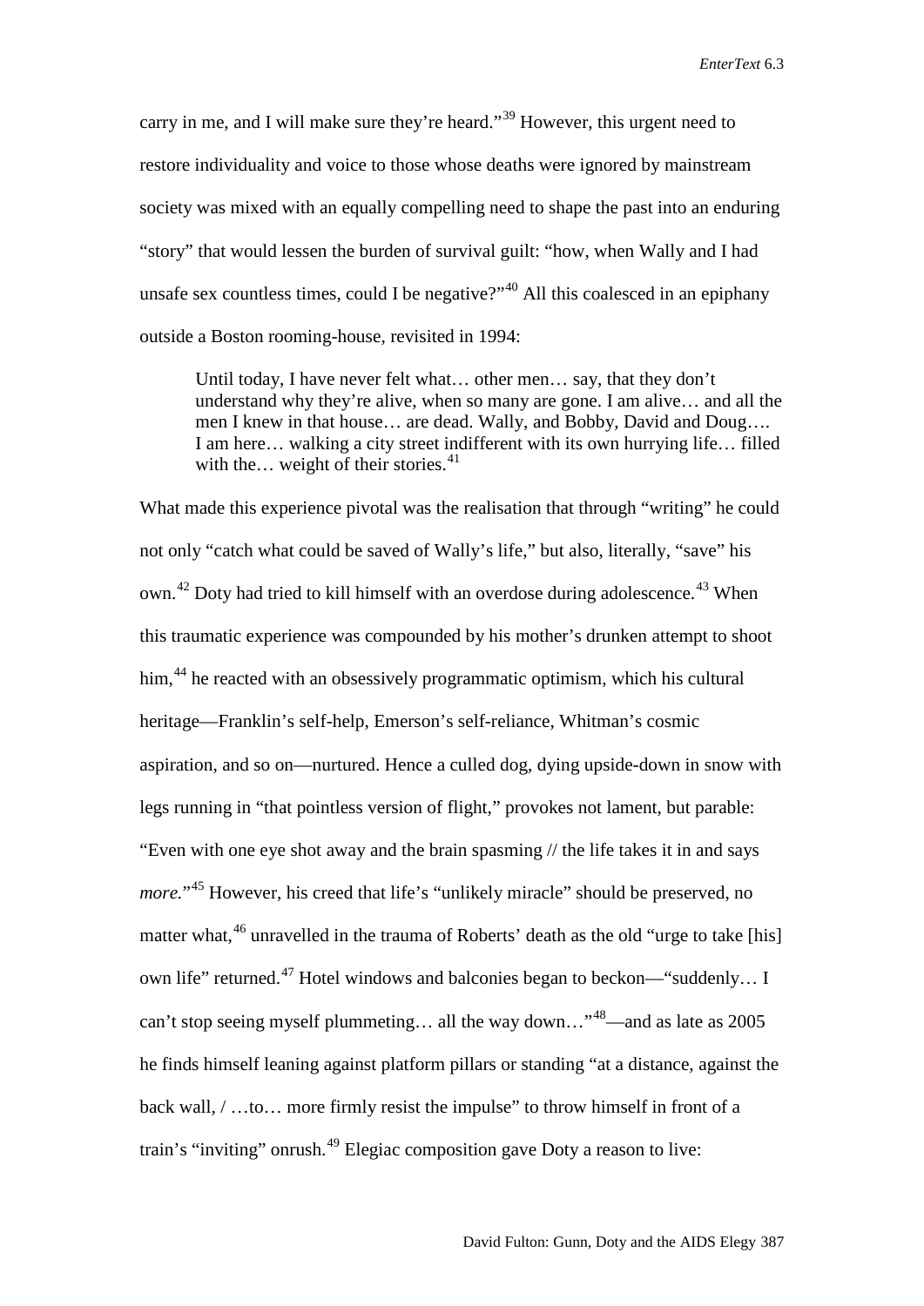carry in me, and I will make sure they're heard."[39] However, this urgent need to restore individuality and voice to those whose deaths were ignored by mainstream society was mixed with an equally compelling need to shape the past into an enduring "story" that would lessen the burden of survival guilt: "how, when Wally and I had unsafe sex countless times, could I be negative?"[40] All this coalesced in an epiphany outside a Boston rooming-house, revisited in 1994:

> Until today, I have never felt what… other men… say, that they don't understand why they're alive, when so many are gone. I am alive… and all the men I knew in that house… are dead. Wally, and Bobby, David and Doug…. I am here… walking a city street indifferent with its own hurrying life… filled with the… weight of their stories.[41]

What made this experience pivotal was the realisation that through "writing" he could not only "catch what could be saved of Wally's life," but also, literally, "save" his own.[42] Doty had tried to kill himself with an overdose during adolescence.[43] When this traumatic experience was compounded by his mother's drunken attempt to shoot him,[44] he reacted with an obsessively programmatic optimism, which his cultural heritage—Franklin's self-help, Emerson's self-reliance, Whitman's cosmic aspiration, and so on—nurtured. Hence a culled dog, dying upside-down in snow with legs running in "that pointless version of flight," provokes not lament, but parable: "Even with one eye shot away and the brain spasming // the life takes it in and says *more.*"[45] However, his creed that life's "unlikely miracle" should be preserved, no matter what,[46] unravelled in the trauma of Roberts' death as the old "urge to take [his] own life" returned.[47] Hotel windows and balconies began to beckon—"suddenly… I can't stop seeing myself plummeting… all the way down…"[48]—and as late as 2005 he finds himself leaning against platform pillars or standing "at a distance, against the back wall, / …to… more firmly resist the impulse" to throw himself in front of a train's "inviting" onrush.[49] Elegiac composition gave Doty a reason to live: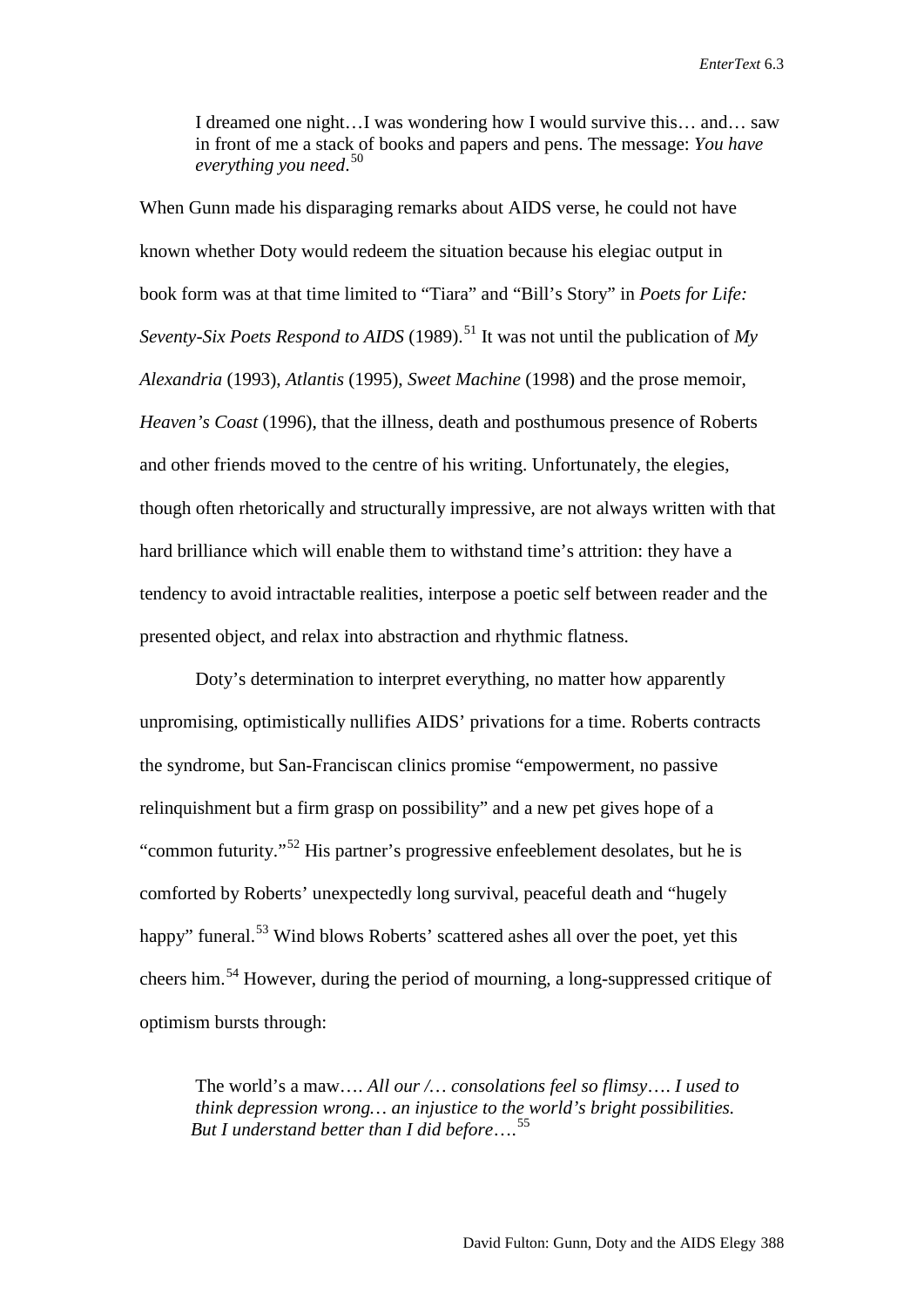> I dreamed one night…I was wondering how I would survive this… and… saw in front of me a stack of books and papers and pens. The message: *You have everything you need*.[50]

When Gunn made his disparaging remarks about AIDS verse, he could not have known whether Doty would redeem the situation because his elegiac output in book form was at that time limited to "Tiara" and "Bill's Story" in *Poets for Life: Seventy-Six Poets Respond to AIDS* (1989).[51] It was not until the publication of *My Alexandria* (1993), *Atlantis* (1995), *Sweet Machine* (1998) and the prose memoir, *Heaven's Coast* (1996), that the illness, death and posthumous presence of Roberts and other friends moved to the centre of his writing. Unfortunately, the elegies, though often rhetorically and structurally impressive, are not always written with that hard brilliance which will enable them to withstand time's attrition: they have a tendency to avoid intractable realities, interpose a poetic self between reader and the presented object, and relax into abstraction and rhythmic flatness.

Doty's determination to interpret everything, no matter how apparently unpromising, optimistically nullifies AIDS' privations for a time. Roberts contracts the syndrome, but San-Franciscan clinics promise "empowerment, no passive relinquishment but a firm grasp on possibility" and a new pet gives hope of a "common futurity."[52] His partner's progressive enfeeblement desolates, but he is comforted by Roberts' unexpectedly long survival, peaceful death and "hugely happy" funeral.[53] Wind blows Roberts' scattered ashes all over the poet, yet this cheers him.[54] However, during the period of mourning, a long-suppressed critique of optimism bursts through:

> The world's a maw…. *All our /… consolations feel so flimsy…. I used to think depression wrong… an injustice to the world's bright possibilities. But I understand better than I did before*….[55]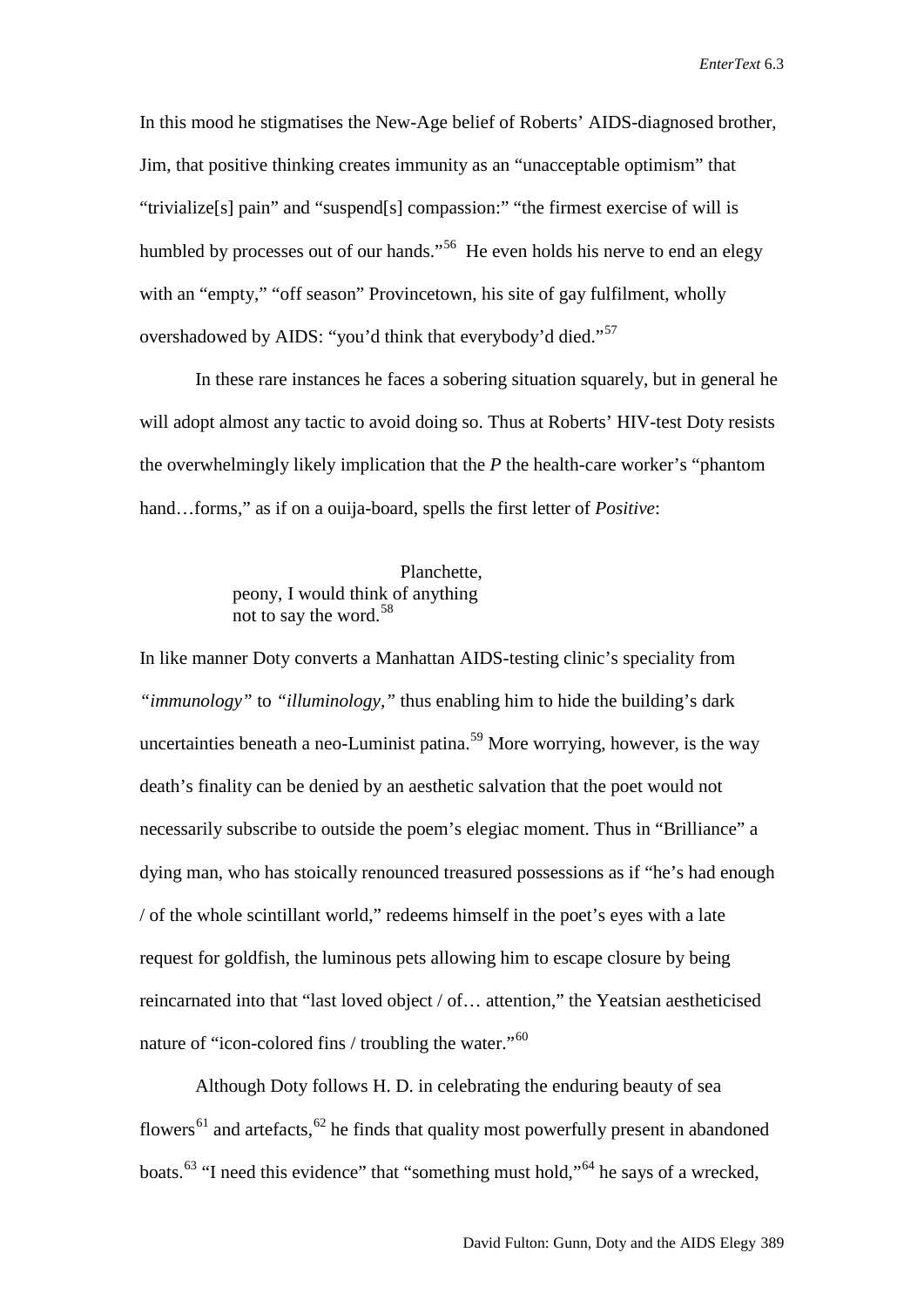In this mood he stigmatises the New-Age belief of Roberts' AIDS-diagnosed brother, Jim, that positive thinking creates immunity as an "unacceptable optimism" that "trivialize[s] pain" and "suspend[s] compassion:" "the firmest exercise of will is humbled by processes out of our hands."[56] He even holds his nerve to end an elegy with an "empty," "off season" Provincetown, his site of gay fulfilment, wholly overshadowed by AIDS: "you'd think that everybody'd died."[57]

In these rare instances he faces a sobering situation squarely, but in general he will adopt almost any tactic to avoid doing so. Thus at Roberts' HIV-test Doty resists the overwhelmingly likely implication that the *P* the health-care worker's "phantom hand…forms," as if on a ouija-board, spells the first letter of *Positive*:

> Planchette,
> peony, I would think of anything
> not to say the word.[58]

In like manner Doty converts a Manhattan AIDS-testing clinic's speciality from *"immunology"* to *"illuminology,"* thus enabling him to hide the building's dark uncertainties beneath a neo-Luminist patina.[59] More worrying, however, is the way death's finality can be denied by an aesthetic salvation that the poet would not necessarily subscribe to outside the poem's elegiac moment. Thus in "Brilliance" a dying man, who has stoically renounced treasured possessions as if "he's had enough / of the whole scintillant world," redeems himself in the poet's eyes with a late request for goldfish, the luminous pets allowing him to escape closure by being reincarnated into that "last loved object / of… attention," the Yeatsian aestheticised nature of "icon-colored fins / troubling the water."[60]

Although Doty follows H. D. in celebrating the enduring beauty of sea flowers[61] and artefacts,[62] he finds that quality most powerfully present in abandoned boats.[63] "I need this evidence" that "something must hold,"[64] he says of a wrecked,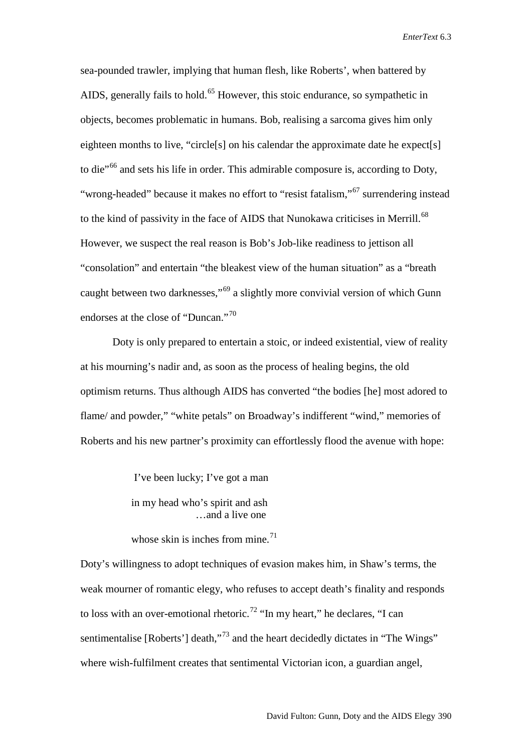sea-pounded trawler, implying that human flesh, like Roberts', when battered by AIDS, generally fails to hold.[65] However, this stoic endurance, so sympathetic in objects, becomes problematic in humans. Bob, realising a sarcoma gives him only eighteen months to live, "circle[s] on his calendar the approximate date he expect[s] to die"[66] and sets his life in order. This admirable composure is, according to Doty, "wrong-headed" because it makes no effort to "resist fatalism,"[67] surrendering instead to the kind of passivity in the face of AIDS that Nunokawa criticises in Merrill.[68] However, we suspect the real reason is Bob's Job-like readiness to jettison all "consolation" and entertain "the bleakest view of the human situation" as a "breath caught between two darknesses,"[69] a slightly more convivial version of which Gunn endorses at the close of "Duncan."[70]

Doty is only prepared to entertain a stoic, or indeed existential, view of reality at his mourning's nadir and, as soon as the process of healing begins, the old optimism returns. Thus although AIDS has converted "the bodies [he] most adored to flame/ and powder," "white petals" on Broadway's indifferent "wind," memories of Roberts and his new partner's proximity can effortlessly flood the avenue with hope:

> I've been lucky; I've got a man
>
> in my head who's spirit and ash
> …and a live one
>
> whose skin is inches from mine.[71]

Doty's willingness to adopt techniques of evasion makes him, in Shaw's terms, the weak mourner of romantic elegy, who refuses to accept death's finality and responds to loss with an over-emotional rhetoric.[72] "In my heart," he declares, "I can sentimentalise [Roberts'] death,"[73] and the heart decidedly dictates in "The Wings" where wish-fulfilment creates that sentimental Victorian icon, a guardian angel,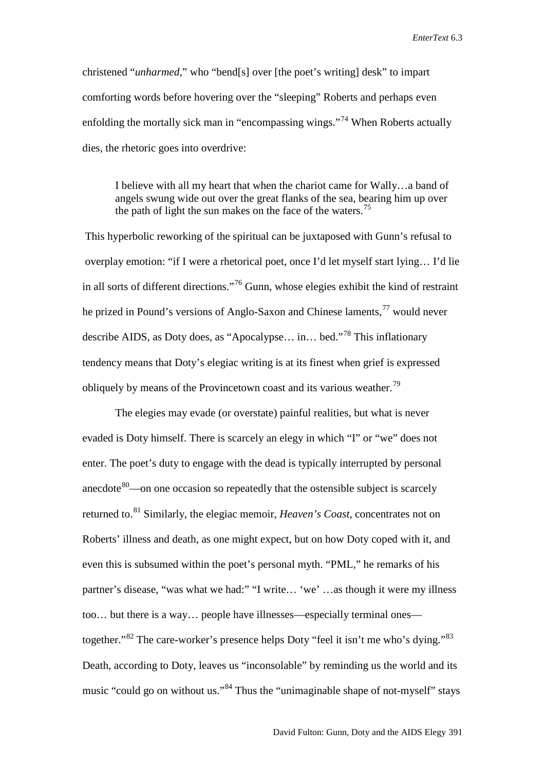christened "*unharmed*," who "bend[s] over [the poet's writing] desk" to impart comforting words before hovering over the "sleeping" Roberts and perhaps even enfolding the mortally sick man in "encompassing wings."[74] When Roberts actually dies, the rhetoric goes into overdrive:

> I believe with all my heart that when the chariot came for Wally…a band of angels swung wide out over the great flanks of the sea, bearing him up over the path of light the sun makes on the face of the waters.[75]

This hyperbolic reworking of the spiritual can be juxtaposed with Gunn's refusal to overplay emotion: "if I were a rhetorical poet, once I'd let myself start lying… I'd lie in all sorts of different directions."[76] Gunn, whose elegies exhibit the kind of restraint he prized in Pound's versions of Anglo-Saxon and Chinese laments,[77] would never describe AIDS, as Doty does, as "Apocalypse… in… bed."[78] This inflationary tendency means that Doty's elegiac writing is at its finest when grief is expressed obliquely by means of the Provincetown coast and its various weather.[79]

The elegies may evade (or overstate) painful realities, but what is never evaded is Doty himself. There is scarcely an elegy in which "I" or "we" does not enter. The poet's duty to engage with the dead is typically interrupted by personal anecdote[80]—on one occasion so repeatedly that the ostensible subject is scarcely returned to.[81] Similarly, the elegiac memoir, *Heaven's Coast*, concentrates not on Roberts' illness and death, as one might expect, but on how Doty coped with it, and even this is subsumed within the poet's personal myth. "PML," he remarks of his partner's disease, "was what we had:" "I write… 'we' …as though it were my illness too… but there is a way… people have illnesses—especially terminal ones—together."[82] The care-worker's presence helps Doty "feel it isn't me who's dying."[83] Death, according to Doty, leaves us "inconsolable" by reminding us the world and its music "could go on without us."[84] Thus the "unimaginable shape of not-myself" stays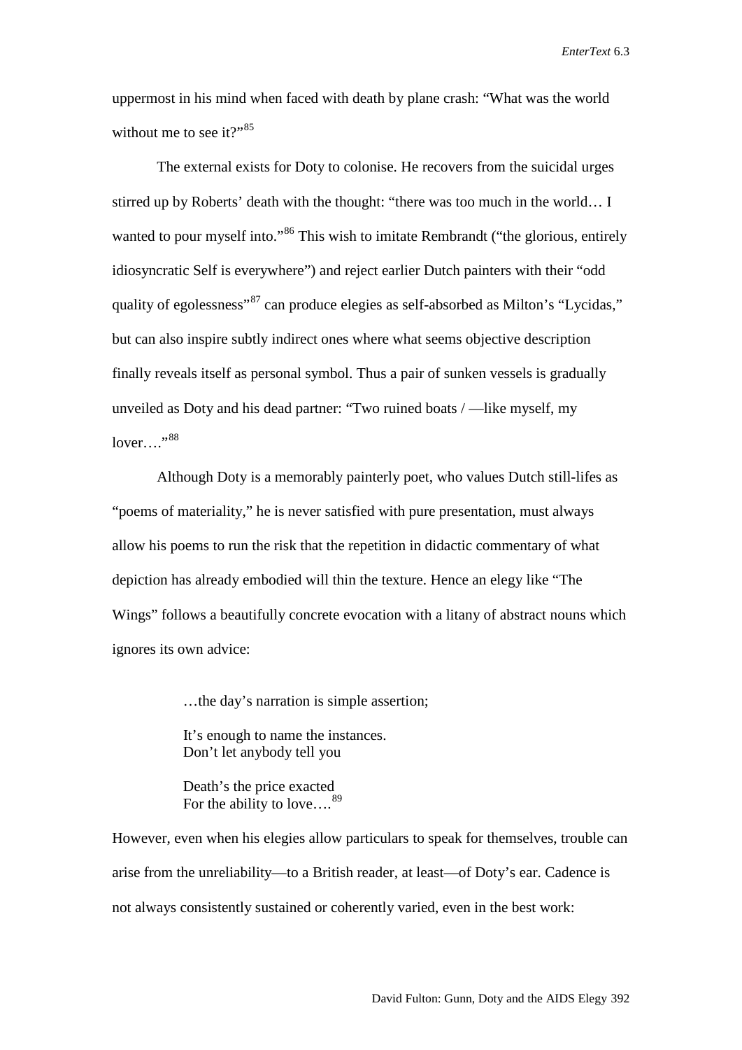uppermost in his mind when faced with death by plane crash: "What was the world without me to see it?"[85]

The external exists for Doty to colonise. He recovers from the suicidal urges stirred up by Roberts' death with the thought: "there was too much in the world… I wanted to pour myself into."[86] This wish to imitate Rembrandt ("the glorious, entirely idiosyncratic Self is everywhere") and reject earlier Dutch painters with their "odd quality of egolessness"[87] can produce elegies as self-absorbed as Milton's "Lycidas," but can also inspire subtly indirect ones where what seems objective description finally reveals itself as personal symbol. Thus a pair of sunken vessels is gradually unveiled as Doty and his dead partner: "Two ruined boats / —like myself, my lover…."[88]

Although Doty is a memorably painterly poet, who values Dutch still-lifes as "poems of materiality," he is never satisfied with pure presentation, must always allow his poems to run the risk that the repetition in didactic commentary of what depiction has already embodied will thin the texture. Hence an elegy like "The Wings" follows a beautifully concrete evocation with a litany of abstract nouns which ignores its own advice:

> …the day's narration is simple assertion;
>
> It's enough to name the instances.
> Don't let anybody tell you
>
> Death's the price exacted
> For the ability to love….[89]

However, even when his elegies allow particulars to speak for themselves, trouble can arise from the unreliability—to a British reader, at least—of Doty's ear. Cadence is not always consistently sustained or coherently varied, even in the best work: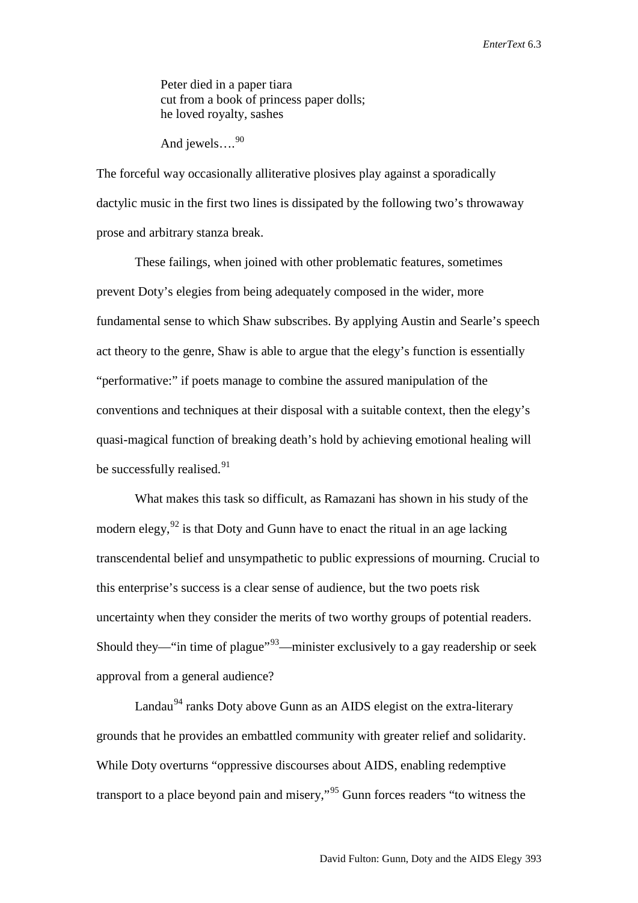> Peter died in a paper tiara
> cut from a book of princess paper dolls;
> he loved royalty, sashes
>
> And jewels….[90]

The forceful way occasionally alliterative plosives play against a sporadically dactylic music in the first two lines is dissipated by the following two's throwaway prose and arbitrary stanza break.

These failings, when joined with other problematic features, sometimes prevent Doty's elegies from being adequately composed in the wider, more fundamental sense to which Shaw subscribes. By applying Austin and Searle's speech act theory to the genre, Shaw is able to argue that the elegy's function is essentially "performative:" if poets manage to combine the assured manipulation of the conventions and techniques at their disposal with a suitable context, then the elegy's quasi-magical function of breaking death's hold by achieving emotional healing will be successfully realised.[91]

What makes this task so difficult, as Ramazani has shown in his study of the modern elegy,[92] is that Doty and Gunn have to enact the ritual in an age lacking transcendental belief and unsympathetic to public expressions of mourning. Crucial to this enterprise's success is a clear sense of audience, but the two poets risk uncertainty when they consider the merits of two worthy groups of potential readers. Should they—"in time of plague"[93]—minister exclusively to a gay readership or seek approval from a general audience?

Landau[94] ranks Doty above Gunn as an AIDS elegist on the extra-literary grounds that he provides an embattled community with greater relief and solidarity. While Doty overturns "oppressive discourses about AIDS, enabling redemptive transport to a place beyond pain and misery,"[95] Gunn forces readers "to witness the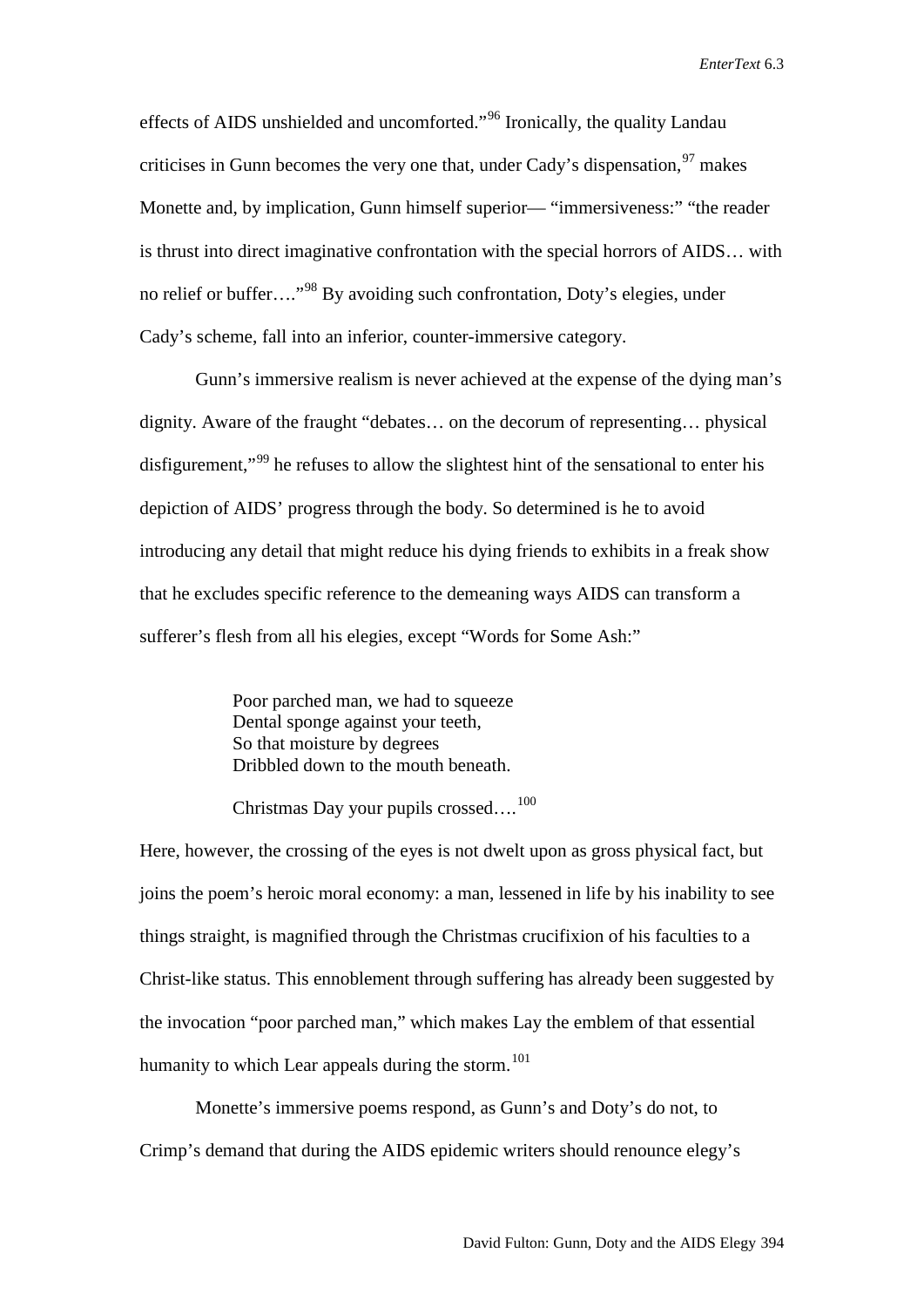effects of AIDS unshielded and uncomforted."[96] Ironically, the quality Landau criticises in Gunn becomes the very one that, under Cady's dispensation,[97] makes Monette and, by implication, Gunn himself superior— "immersiveness:" "the reader is thrust into direct imaginative confrontation with the special horrors of AIDS… with no relief or buffer…."[98] By avoiding such confrontation, Doty's elegies, under Cady's scheme, fall into an inferior, counter-immersive category.

Gunn's immersive realism is never achieved at the expense of the dying man's dignity. Aware of the fraught "debates… on the decorum of representing… physical disfigurement,"[99] he refuses to allow the slightest hint of the sensational to enter his depiction of AIDS' progress through the body. So determined is he to avoid introducing any detail that might reduce his dying friends to exhibits in a freak show that he excludes specific reference to the demeaning ways AIDS can transform a sufferer's flesh from all his elegies, except "Words for Some Ash:"

> Poor parched man, we had to squeeze
> Dental sponge against your teeth,
> So that moisture by degrees
> Dribbled down to the mouth beneath.
>
> Christmas Day your pupils crossed….[100]

Here, however, the crossing of the eyes is not dwelt upon as gross physical fact, but joins the poem's heroic moral economy: a man, lessened in life by his inability to see things straight, is magnified through the Christmas crucifixion of his faculties to a Christ-like status. This ennoblement through suffering has already been suggested by the invocation "poor parched man," which makes Lay the emblem of that essential humanity to which Lear appeals during the storm.[101]

Monette's immersive poems respond, as Gunn's and Doty's do not, to Crimp's demand that during the AIDS epidemic writers should renounce elegy's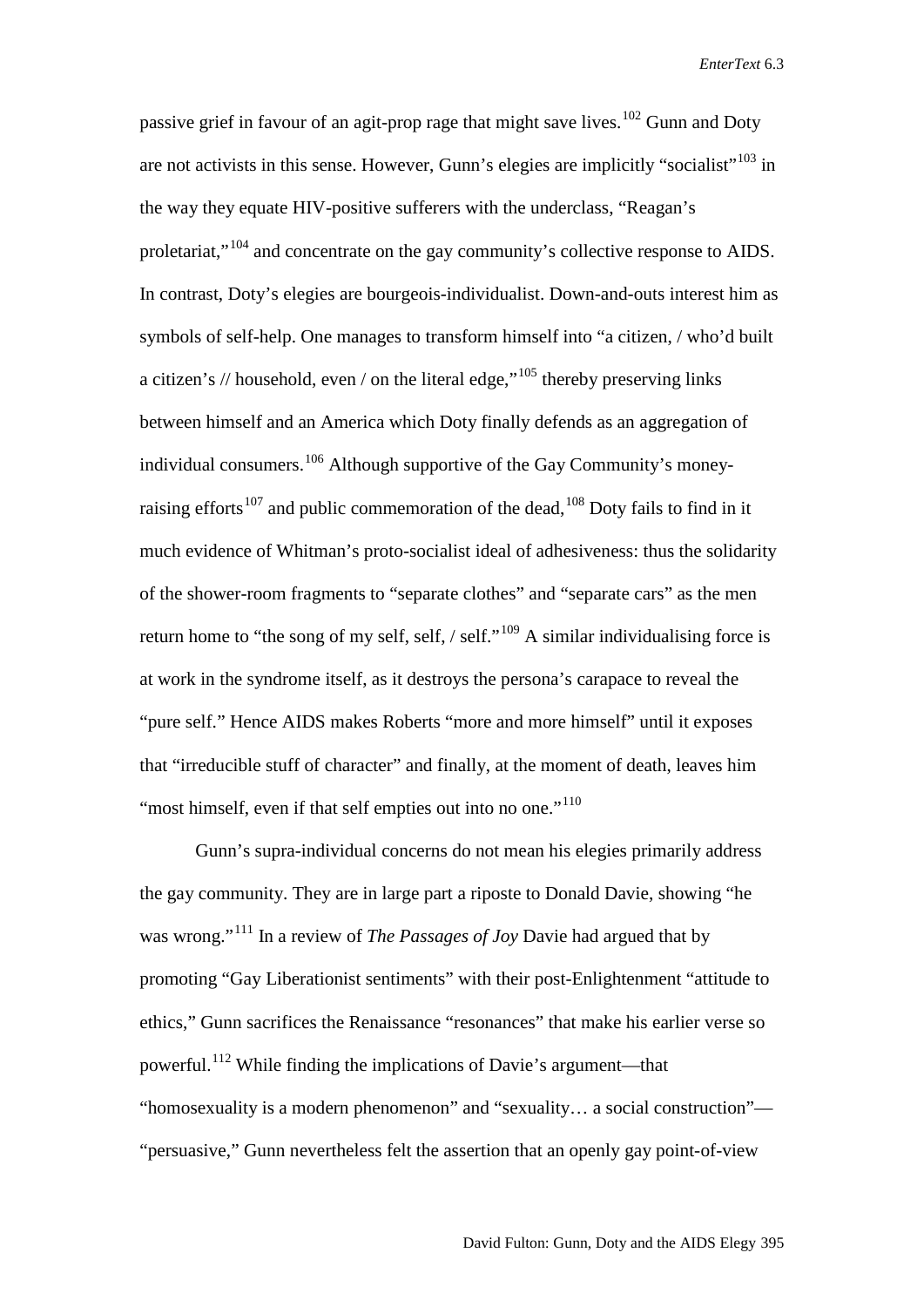passive grief in favour of an agit-prop rage that might save lives.[102] Gunn and Doty are not activists in this sense. However, Gunn's elegies are implicitly "socialist"[103] in the way they equate HIV-positive sufferers with the underclass, "Reagan's proletariat,"[104] and concentrate on the gay community's collective response to AIDS. In contrast, Doty's elegies are bourgeois-individualist. Down-and-outs interest him as symbols of self-help. One manages to transform himself into "a citizen, / who'd built a citizen's // household, even / on the literal edge,"[105] thereby preserving links between himself and an America which Doty finally defends as an aggregation of individual consumers.[106] Although supportive of the Gay Community's money-raising efforts[107] and public commemoration of the dead,[108] Doty fails to find in it much evidence of Whitman's proto-socialist ideal of adhesiveness: thus the solidarity of the shower-room fragments to "separate clothes" and "separate cars" as the men return home to "the song of my self, self, / self."[109] A similar individualising force is at work in the syndrome itself, as it destroys the persona's carapace to reveal the "pure self." Hence AIDS makes Roberts "more and more himself" until it exposes that "irreducible stuff of character" and finally, at the moment of death, leaves him "most himself, even if that self empties out into no one."[110]

Gunn's supra-individual concerns do not mean his elegies primarily address the gay community. They are in large part a riposte to Donald Davie, showing "he was wrong."[111] In a review of *The Passages of Joy* Davie had argued that by promoting "Gay Liberationist sentiments" with their post-Enlightenment "attitude to ethics," Gunn sacrifices the Renaissance "resonances" that make his earlier verse so powerful.[112] While finding the implications of Davie's argument—that "homosexuality is a modern phenomenon" and "sexuality… a social construction"—"persuasive," Gunn nevertheless felt the assertion that an openly gay point-of-view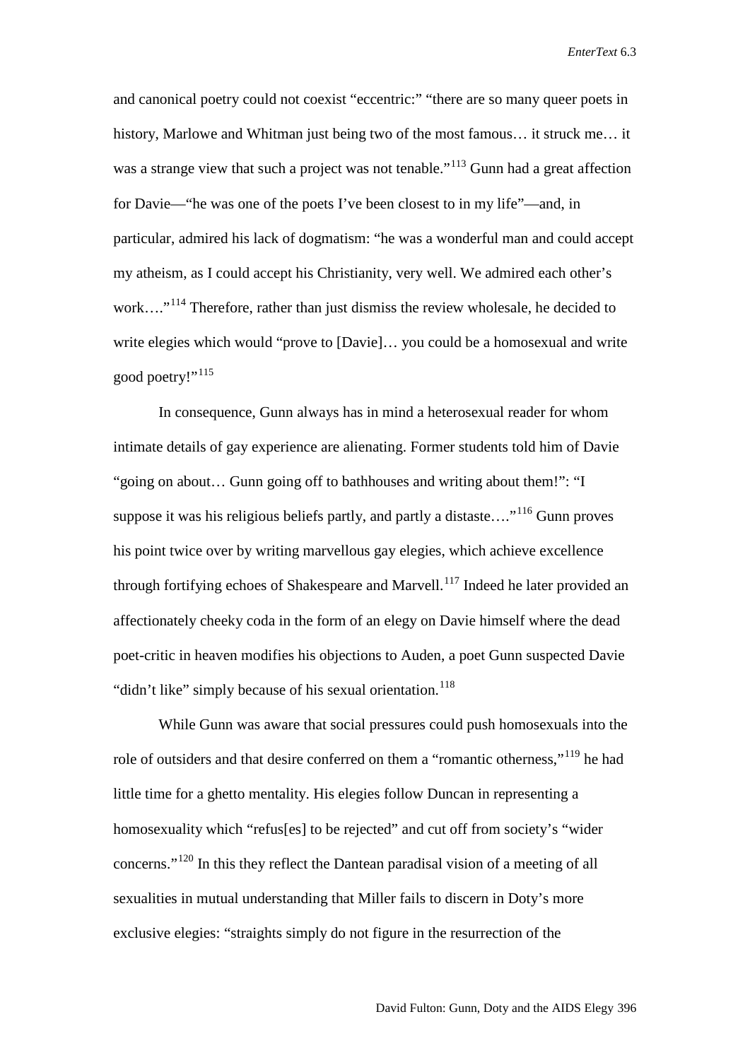and canonical poetry could not coexist "eccentric:" "there are so many queer poets in history, Marlowe and Whitman just being two of the most famous… it struck me… it was a strange view that such a project was not tenable."[113] Gunn had a great affection for Davie—"he was one of the poets I've been closest to in my life"—and, in particular, admired his lack of dogmatism: "he was a wonderful man and could accept my atheism, as I could accept his Christianity, very well. We admired each other's work…."[114] Therefore, rather than just dismiss the review wholesale, he decided to write elegies which would "prove to [Davie]… you could be a homosexual and write good poetry!"[115]

In consequence, Gunn always has in mind a heterosexual reader for whom intimate details of gay experience are alienating. Former students told him of Davie "going on about… Gunn going off to bathhouses and writing about them!": "I suppose it was his religious beliefs partly, and partly a distaste…."[116] Gunn proves his point twice over by writing marvellous gay elegies, which achieve excellence through fortifying echoes of Shakespeare and Marvell.[117] Indeed he later provided an affectionately cheeky coda in the form of an elegy on Davie himself where the dead poet-critic in heaven modifies his objections to Auden, a poet Gunn suspected Davie "didn't like" simply because of his sexual orientation.[118]

While Gunn was aware that social pressures could push homosexuals into the role of outsiders and that desire conferred on them a "romantic otherness,"[119] he had little time for a ghetto mentality. His elegies follow Duncan in representing a homosexuality which "refus[es] to be rejected" and cut off from society's "wider concerns."[120] In this they reflect the Dantean paradisal vision of a meeting of all sexualities in mutual understanding that Miller fails to discern in Doty's more exclusive elegies: "straights simply do not figure in the resurrection of the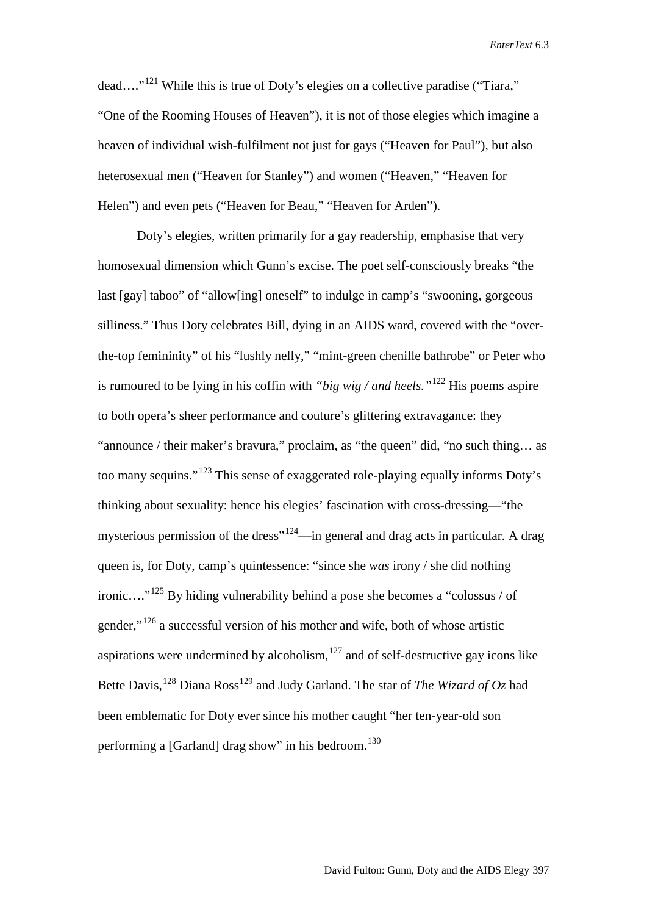dead…."[121] While this is true of Doty's elegies on a collective paradise ("Tiara," "One of the Rooming Houses of Heaven"), it is not of those elegies which imagine a heaven of individual wish-fulfilment not just for gays ("Heaven for Paul"), but also heterosexual men ("Heaven for Stanley") and women ("Heaven," "Heaven for Helen") and even pets ("Heaven for Beau," "Heaven for Arden").

Doty's elegies, written primarily for a gay readership, emphasise that very homosexual dimension which Gunn's excise. The poet self-consciously breaks "the last [gay] taboo" of "allow[ing] oneself" to indulge in camp's "swooning, gorgeous silliness." Thus Doty celebrates Bill, dying in an AIDS ward, covered with the "over-the-top femininity" of his "lushly nelly," "mint-green chenille bathrobe" or Peter who is rumoured to be lying in his coffin with *"big wig / and heels."*[122] His poems aspire to both opera's sheer performance and couture's glittering extravagance: they "announce / their maker's bravura," proclaim, as "the queen" did, "no such thing… as too many sequins."[123] This sense of exaggerated role-playing equally informs Doty's thinking about sexuality: hence his elegies' fascination with cross-dressing—"the mysterious permission of the dress"[124]—in general and drag acts in particular. A drag queen is, for Doty, camp's quintessence: "since she *was* irony / she did nothing ironic…."[125] By hiding vulnerability behind a pose she becomes a "colossus / of gender,"[126] a successful version of his mother and wife, both of whose artistic aspirations were undermined by alcoholism,[127] and of self-destructive gay icons like Bette Davis,[128] Diana Ross[129] and Judy Garland. The star of *The Wizard of Oz* had been emblematic for Doty ever since his mother caught "her ten-year-old son performing a [Garland] drag show" in his bedroom.[130]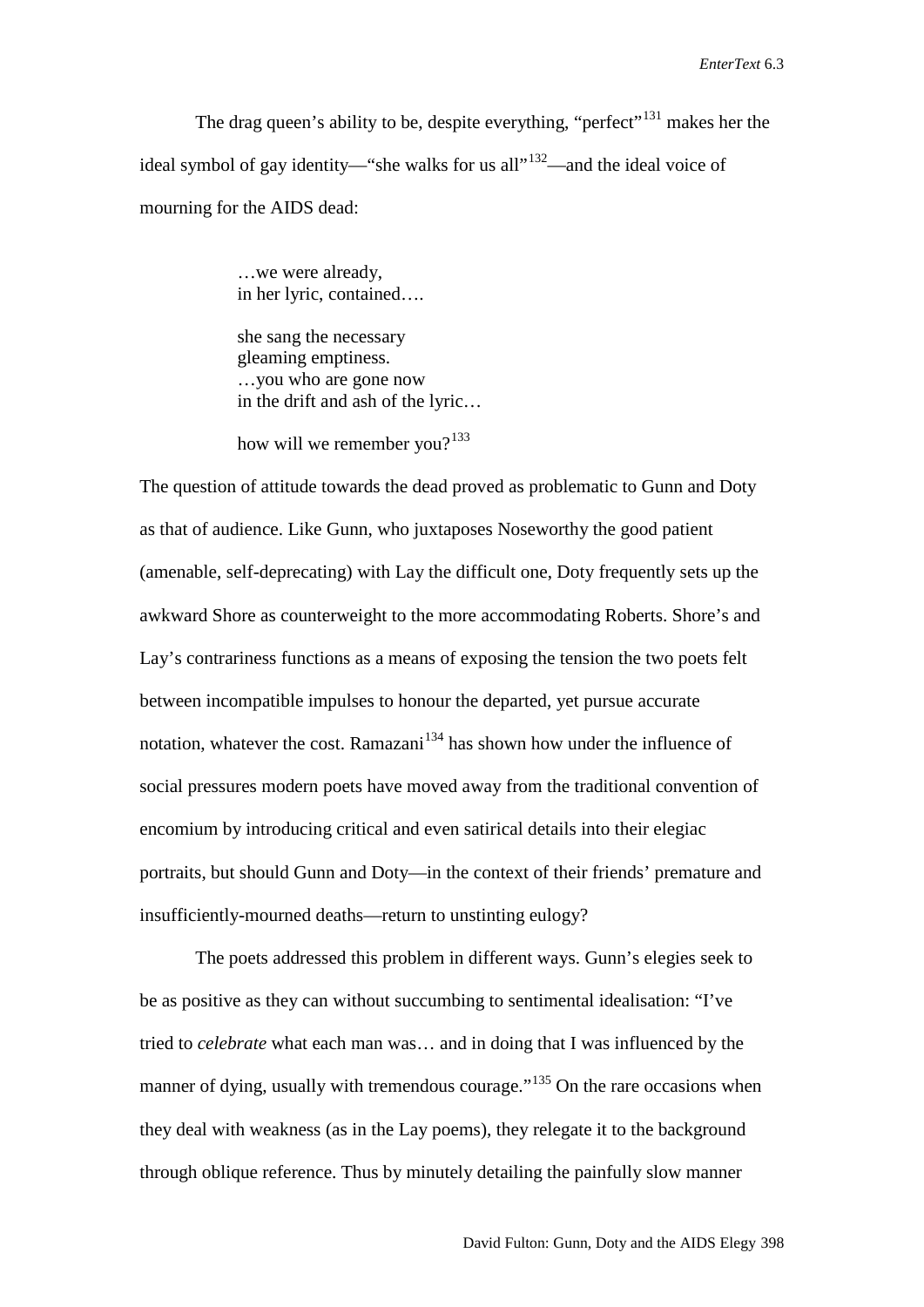The drag queen's ability to be, despite everything, "perfect"[131] makes her the ideal symbol of gay identity—"she walks for us all"[132]—and the ideal voice of mourning for the AIDS dead:

> …we were already,
> in her lyric, contained….
>
> she sang the necessary
> gleaming emptiness.
> …you who are gone now
> in the drift and ash of the lyric…
>
> how will we remember you?[133]

The question of attitude towards the dead proved as problematic to Gunn and Doty as that of audience. Like Gunn, who juxtaposes Noseworthy the good patient (amenable, self-deprecating) with Lay the difficult one, Doty frequently sets up the awkward Shore as counterweight to the more accommodating Roberts. Shore's and Lay's contrariness functions as a means of exposing the tension the two poets felt between incompatible impulses to honour the departed, yet pursue accurate notation, whatever the cost. Ramazani[134] has shown how under the influence of social pressures modern poets have moved away from the traditional convention of encomium by introducing critical and even satirical details into their elegiac portraits, but should Gunn and Doty—in the context of their friends' premature and insufficiently-mourned deaths—return to unstinting eulogy?

The poets addressed this problem in different ways. Gunn's elegies seek to be as positive as they can without succumbing to sentimental idealisation: "I've tried to *celebrate* what each man was… and in doing that I was influenced by the manner of dying, usually with tremendous courage."[135] On the rare occasions when they deal with weakness (as in the Lay poems), they relegate it to the background through oblique reference. Thus by minutely detailing the painfully slow manner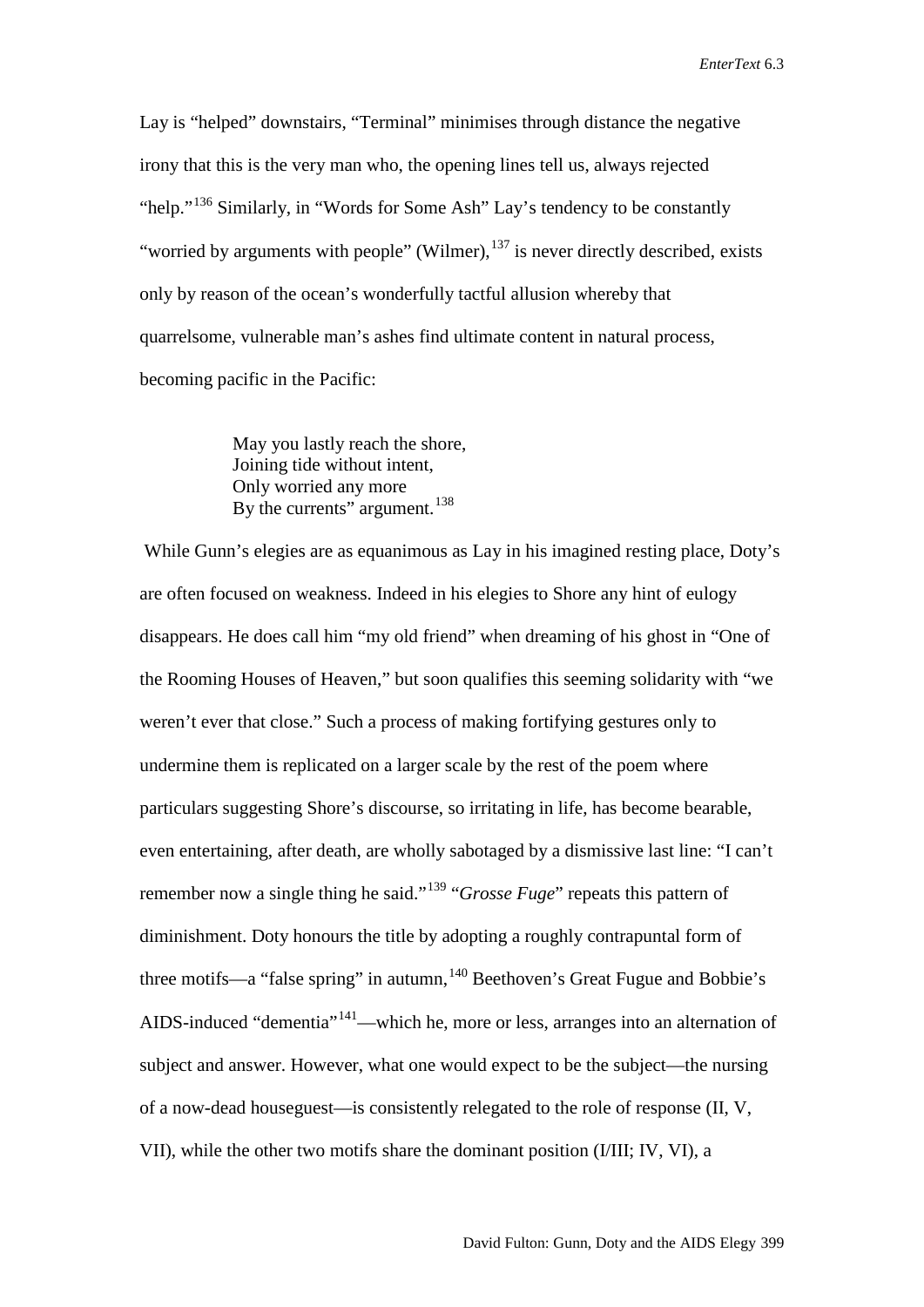Lay is "helped" downstairs, "Terminal" minimises through distance the negative irony that this is the very man who, the opening lines tell us, always rejected "help."[136] Similarly, in "Words for Some Ash" Lay's tendency to be constantly "worried by arguments with people" (Wilmer),[137] is never directly described, exists only by reason of the ocean's wonderfully tactful allusion whereby that quarrelsome, vulnerable man's ashes find ultimate content in natural process, becoming pacific in the Pacific:

> May you lastly reach the shore,
> Joining tide without intent,
> Only worried any more
> By the currents" argument.[138]

While Gunn's elegies are as equanimous as Lay in his imagined resting place, Doty's are often focused on weakness. Indeed in his elegies to Shore any hint of eulogy disappears. He does call him "my old friend" when dreaming of his ghost in "One of the Rooming Houses of Heaven," but soon qualifies this seeming solidarity with "we weren't ever that close." Such a process of making fortifying gestures only to undermine them is replicated on a larger scale by the rest of the poem where particulars suggesting Shore's discourse, so irritating in life, has become bearable, even entertaining, after death, are wholly sabotaged by a dismissive last line: "I can't remember now a single thing he said."[139] "*Grosse Fuge*" repeats this pattern of diminishment. Doty honours the title by adopting a roughly contrapuntal form of three motifs—a "false spring" in autumn,[140] Beethoven's Great Fugue and Bobbie's AIDS-induced "dementia"[141]—which he, more or less, arranges into an alternation of subject and answer. However, what one would expect to be the subject—the nursing of a now-dead houseguest—is consistently relegated to the role of response (II, V, VII), while the other two motifs share the dominant position (I/III; IV, VI), a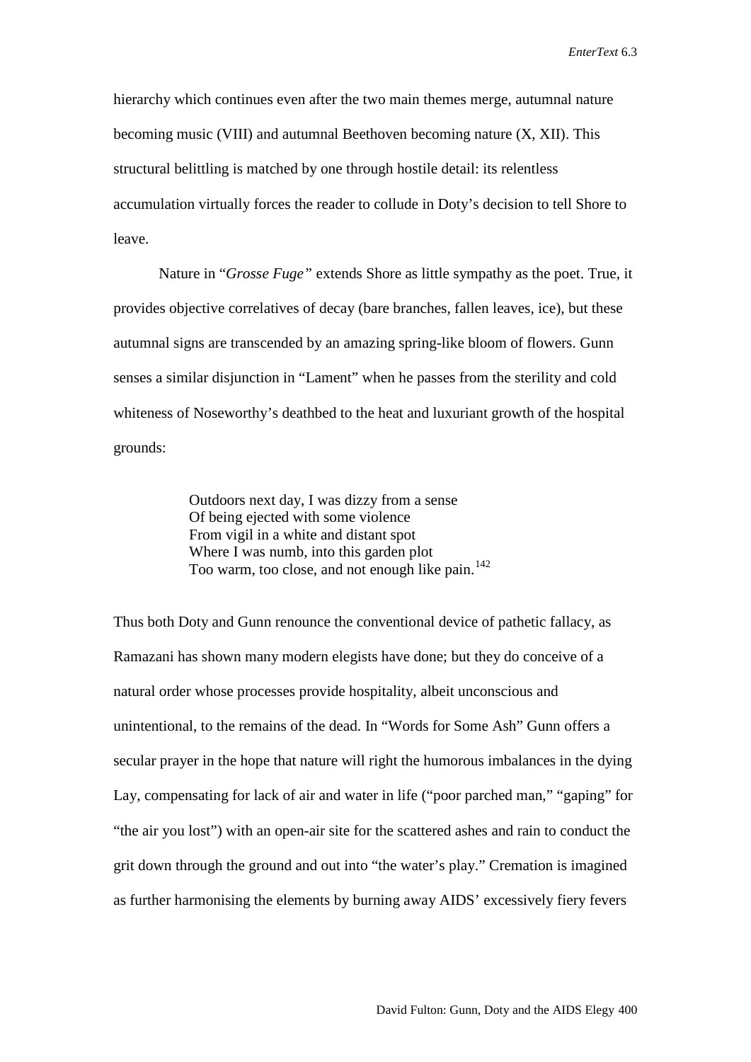hierarchy which continues even after the two main themes merge, autumnal nature becoming music (VIII) and autumnal Beethoven becoming nature (X, XII). This structural belittling is matched by one through hostile detail: its relentless accumulation virtually forces the reader to collude in Doty's decision to tell Shore to leave.

Nature in "*Grosse Fuge"* extends Shore as little sympathy as the poet. True, it provides objective correlatives of decay (bare branches, fallen leaves, ice), but these autumnal signs are transcended by an amazing spring-like bloom of flowers. Gunn senses a similar disjunction in "Lament" when he passes from the sterility and cold whiteness of Noseworthy's deathbed to the heat and luxuriant growth of the hospital grounds:

> Outdoors next day, I was dizzy from a sense
> Of being ejected with some violence
> From vigil in a white and distant spot
> Where I was numb, into this garden plot
> Too warm, too close, and not enough like pain.[142]

Thus both Doty and Gunn renounce the conventional device of pathetic fallacy, as Ramazani has shown many modern elegists have done; but they do conceive of a natural order whose processes provide hospitality, albeit unconscious and unintentional, to the remains of the dead. In "Words for Some Ash" Gunn offers a secular prayer in the hope that nature will right the humorous imbalances in the dying Lay, compensating for lack of air and water in life ("poor parched man," "gaping" for "the air you lost") with an open-air site for the scattered ashes and rain to conduct the grit down through the ground and out into "the water's play." Cremation is imagined as further harmonising the elements by burning away AIDS' excessively fiery fevers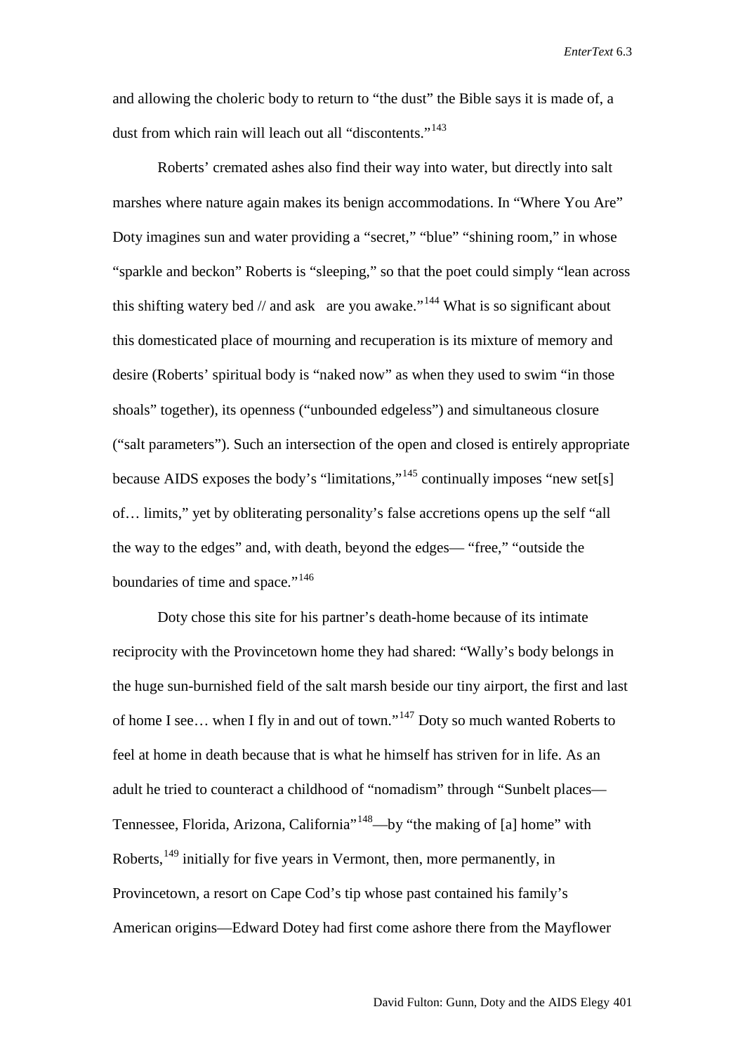and allowing the choleric body to return to "the dust" the Bible says it is made of, a dust from which rain will leach out all "discontents."[143]

Roberts' cremated ashes also find their way into water, but directly into salt marshes where nature again makes its benign accommodations. In "Where You Are" Doty imagines sun and water providing a "secret," "blue" "shining room," in whose "sparkle and beckon" Roberts is "sleeping," so that the poet could simply "lean across this shifting watery bed // and ask   are you awake."[144] What is so significant about this domesticated place of mourning and recuperation is its mixture of memory and desire (Roberts' spiritual body is "naked now" as when they used to swim "in those shoals" together), its openness ("unbounded edgeless") and simultaneous closure ("salt parameters"). Such an intersection of the open and closed is entirely appropriate because AIDS exposes the body's "limitations,"[145] continually imposes "new set[s] of… limits," yet by obliterating personality's false accretions opens up the self "all the way to the edges" and, with death, beyond the edges— "free," "outside the boundaries of time and space."[146]

Doty chose this site for his partner's death-home because of its intimate reciprocity with the Provincetown home they had shared: "Wally's body belongs in the huge sun-burnished field of the salt marsh beside our tiny airport, the first and last of home I see… when I fly in and out of town."[147] Doty so much wanted Roberts to feel at home in death because that is what he himself has striven for in life. As an adult he tried to counteract a childhood of "nomadism" through "Sunbelt places—Tennessee, Florida, Arizona, California"[148]—by "the making of [a] home" with Roberts,[149] initially for five years in Vermont, then, more permanently, in Provincetown, a resort on Cape Cod's tip whose past contained his family's American origins—Edward Dotey had first come ashore there from the Mayflower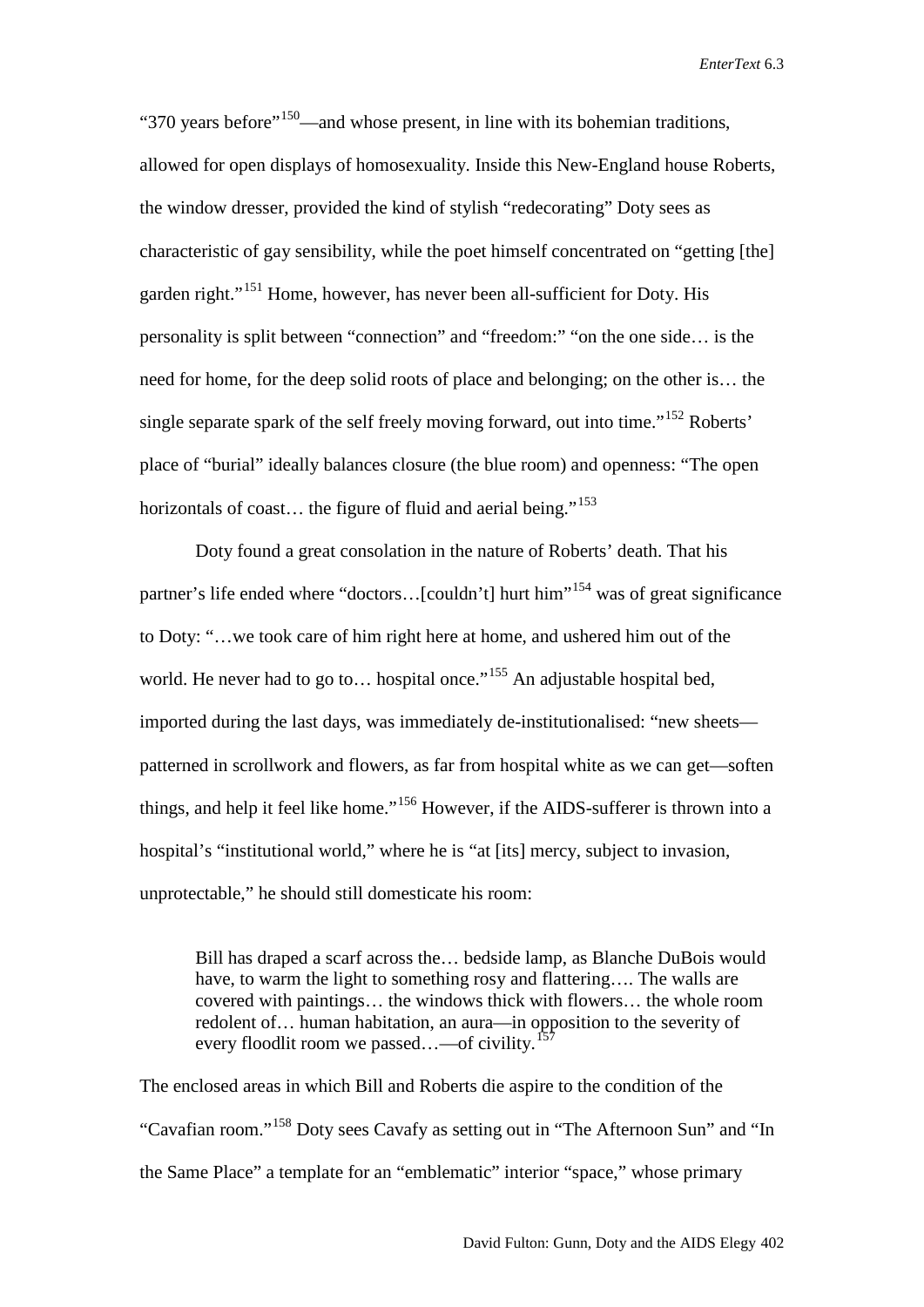"370 years before"[150]—and whose present, in line with its bohemian traditions, allowed for open displays of homosexuality. Inside this New-England house Roberts, the window dresser, provided the kind of stylish "redecorating" Doty sees as characteristic of gay sensibility, while the poet himself concentrated on "getting [the] garden right."[151] Home, however, has never been all-sufficient for Doty. His personality is split between "connection" and "freedom:" "on the one side… is the need for home, for the deep solid roots of place and belonging; on the other is… the single separate spark of the self freely moving forward, out into time."[152] Roberts' place of "burial" ideally balances closure (the blue room) and openness: "The open horizontals of coast… the figure of fluid and aerial being."[153]

Doty found a great consolation in the nature of Roberts' death. That his partner's life ended where "doctors…[couldn't] hurt him"[154] was of great significance to Doty: "…we took care of him right here at home, and ushered him out of the world. He never had to go to… hospital once."[155] An adjustable hospital bed, imported during the last days, was immediately de-institutionalised: "new sheets—patterned in scrollwork and flowers, as far from hospital white as we can get—soften things, and help it feel like home."[156] However, if the AIDS-sufferer is thrown into a hospital's "institutional world," where he is "at [its] mercy, subject to invasion, unprotectable," he should still domesticate his room:

> Bill has draped a scarf across the… bedside lamp, as Blanche DuBois would have, to warm the light to something rosy and flattering…. The walls are covered with paintings… the windows thick with flowers… the whole room redolent of… human habitation, an aura—in opposition to the severity of every floodlit room we passed…—of civility.[157]

The enclosed areas in which Bill and Roberts die aspire to the condition of the "Cavafian room."[158] Doty sees Cavafy as setting out in "The Afternoon Sun" and "In the Same Place" a template for an "emblematic" interior "space," whose primary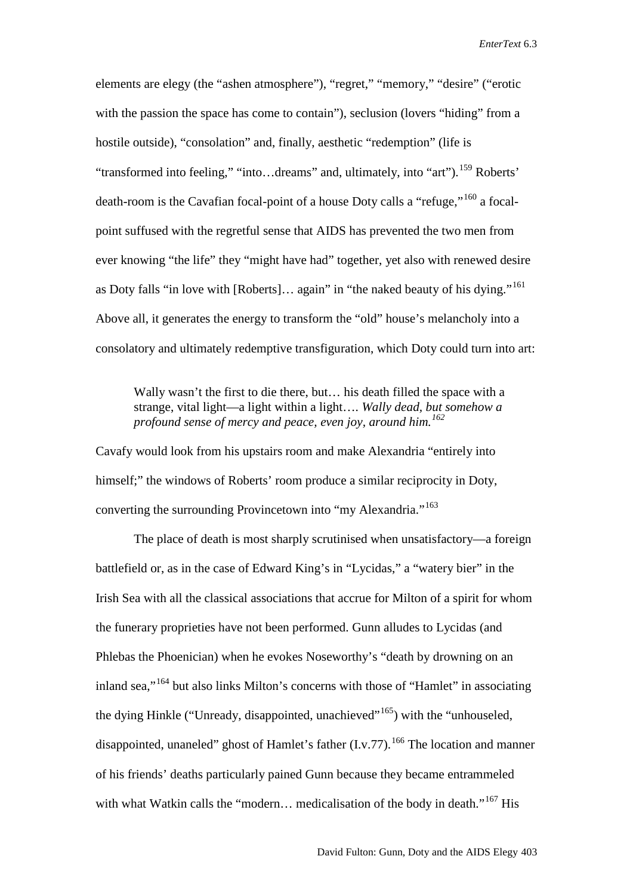elements are elegy (the "ashen atmosphere"), "regret," "memory," "desire" ("erotic with the passion the space has come to contain"), seclusion (lovers "hiding" from a hostile outside), "consolation" and, finally, aesthetic "redemption" (life is "transformed into feeling," "into…dreams" and, ultimately, into "art").[159] Roberts' death-room is the Cavafian focal-point of a house Doty calls a "refuge,"[160] a focal-point suffused with the regretful sense that AIDS has prevented the two men from ever knowing "the life" they "might have had" together, yet also with renewed desire as Doty falls "in love with [Roberts]… again" in "the naked beauty of his dying."[161] Above all, it generates the energy to transform the "old" house's melancholy into a consolatory and ultimately redemptive transfiguration, which Doty could turn into art:

> Wally wasn't the first to die there, but… his death filled the space with a strange, vital light—a light within a light…. *Wally dead, but somehow a profound sense of mercy and peace, even joy, around him.*[162]

Cavafy would look from his upstairs room and make Alexandria "entirely into himself;" the windows of Roberts' room produce a similar reciprocity in Doty, converting the surrounding Provincetown into "my Alexandria."[163]

The place of death is most sharply scrutinised when unsatisfactory—a foreign battlefield or, as in the case of Edward King's in "Lycidas," a "watery bier" in the Irish Sea with all the classical associations that accrue for Milton of a spirit for whom the funerary proprieties have not been performed. Gunn alludes to Lycidas (and Phlebas the Phoenician) when he evokes Noseworthy's "death by drowning on an inland sea,"[164] but also links Milton's concerns with those of "Hamlet" in associating the dying Hinkle ("Unready, disappointed, unachieved"[165]) with the "unhouseled, disappointed, unaneled" ghost of Hamlet's father (I.v.77).[166] The location and manner of his friends' deaths particularly pained Gunn because they became entrammeled with what Watkin calls the "modern… medicalisation of the body in death."[167] His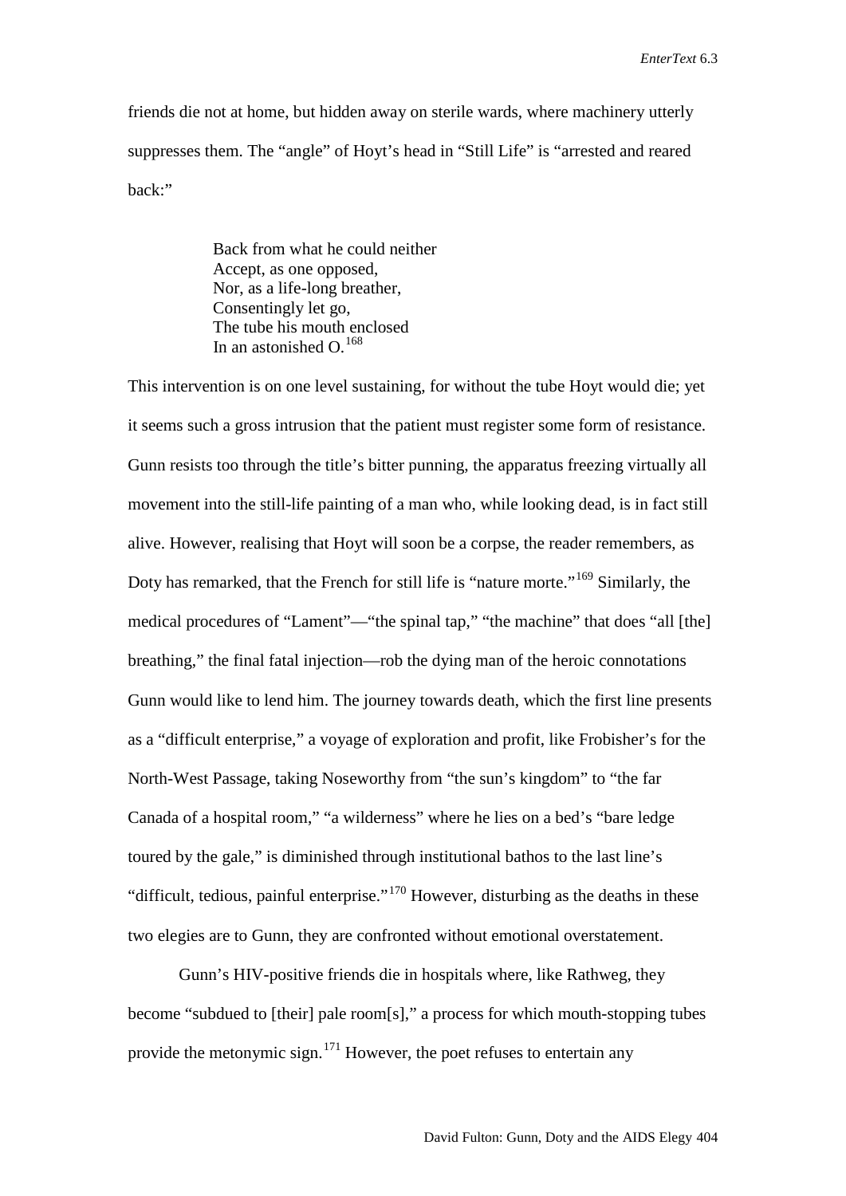friends die not at home, but hidden away on sterile wards, where machinery utterly suppresses them. The "angle" of Hoyt's head in "Still Life" is "arrested and reared back:"

> Back from what he could neither
> Accept, as one opposed,
> Nor, as a life-long breather,
> Consentingly let go,
> The tube his mouth enclosed
> In an astonished O.[168]

This intervention is on one level sustaining, for without the tube Hoyt would die; yet it seems such a gross intrusion that the patient must register some form of resistance. Gunn resists too through the title's bitter punning, the apparatus freezing virtually all movement into the still-life painting of a man who, while looking dead, is in fact still alive. However, realising that Hoyt will soon be a corpse, the reader remembers, as Doty has remarked, that the French for still life is "nature morte."[169] Similarly, the medical procedures of "Lament"—"the spinal tap," "the machine" that does "all [the] breathing," the final fatal injection—rob the dying man of the heroic connotations Gunn would like to lend him. The journey towards death, which the first line presents as a "difficult enterprise," a voyage of exploration and profit, like Frobisher's for the North-West Passage, taking Noseworthy from "the sun's kingdom" to "the far Canada of a hospital room," "a wilderness" where he lies on a bed's "bare ledge toured by the gale," is diminished through institutional bathos to the last line's "difficult, tedious, painful enterprise."[170] However, disturbing as the deaths in these two elegies are to Gunn, they are confronted without emotional overstatement.

Gunn's HIV-positive friends die in hospitals where, like Rathweg, they become "subdued to [their] pale room[s]," a process for which mouth-stopping tubes provide the metonymic sign.[171] However, the poet refuses to entertain any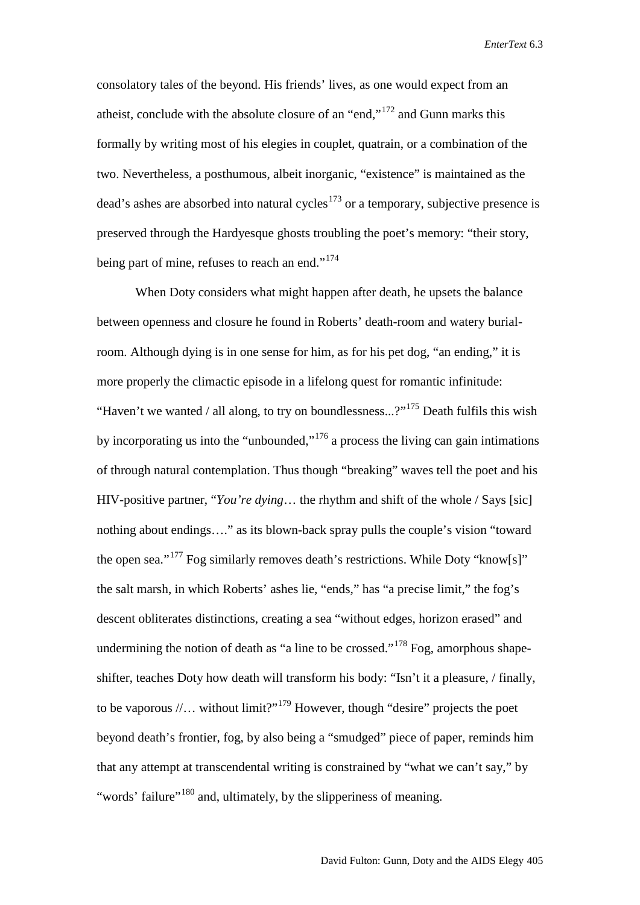consolatory tales of the beyond. His friends' lives, as one would expect from an atheist, conclude with the absolute closure of an "end,"[172] and Gunn marks this formally by writing most of his elegies in couplet, quatrain, or a combination of the two. Nevertheless, a posthumous, albeit inorganic, "existence" is maintained as the dead's ashes are absorbed into natural cycles[173] or a temporary, subjective presence is preserved through the Hardyesque ghosts troubling the poet's memory: "their story, being part of mine, refuses to reach an end."[174]

When Doty considers what might happen after death, he upsets the balance between openness and closure he found in Roberts' death-room and watery burial-room. Although dying is in one sense for him, as for his pet dog, "an ending," it is more properly the climactic episode in a lifelong quest for romantic infinitude: "Haven't we wanted / all along, to try on boundlessness...?"[175] Death fulfils this wish by incorporating us into the "unbounded,"[176] a process the living can gain intimations of through natural contemplation. Thus though "breaking" waves tell the poet and his HIV-positive partner, "*You're dying*… the rhythm and shift of the whole / Says [sic] nothing about endings…." as its blown-back spray pulls the couple's vision "toward the open sea."[177] Fog similarly removes death's restrictions. While Doty "know[s]" the salt marsh, in which Roberts' ashes lie, "ends," has "a precise limit," the fog's descent obliterates distinctions, creating a sea "without edges, horizon erased" and undermining the notion of death as "a line to be crossed."[178] Fog, amorphous shape-shifter, teaches Doty how death will transform his body: "Isn't it a pleasure, / finally, to be vaporous //… without limit?"[179] However, though "desire" projects the poet beyond death's frontier, fog, by also being a "smudged" piece of paper, reminds him that any attempt at transcendental writing is constrained by "what we can't say," by "words' failure"[180] and, ultimately, by the slipperiness of meaning.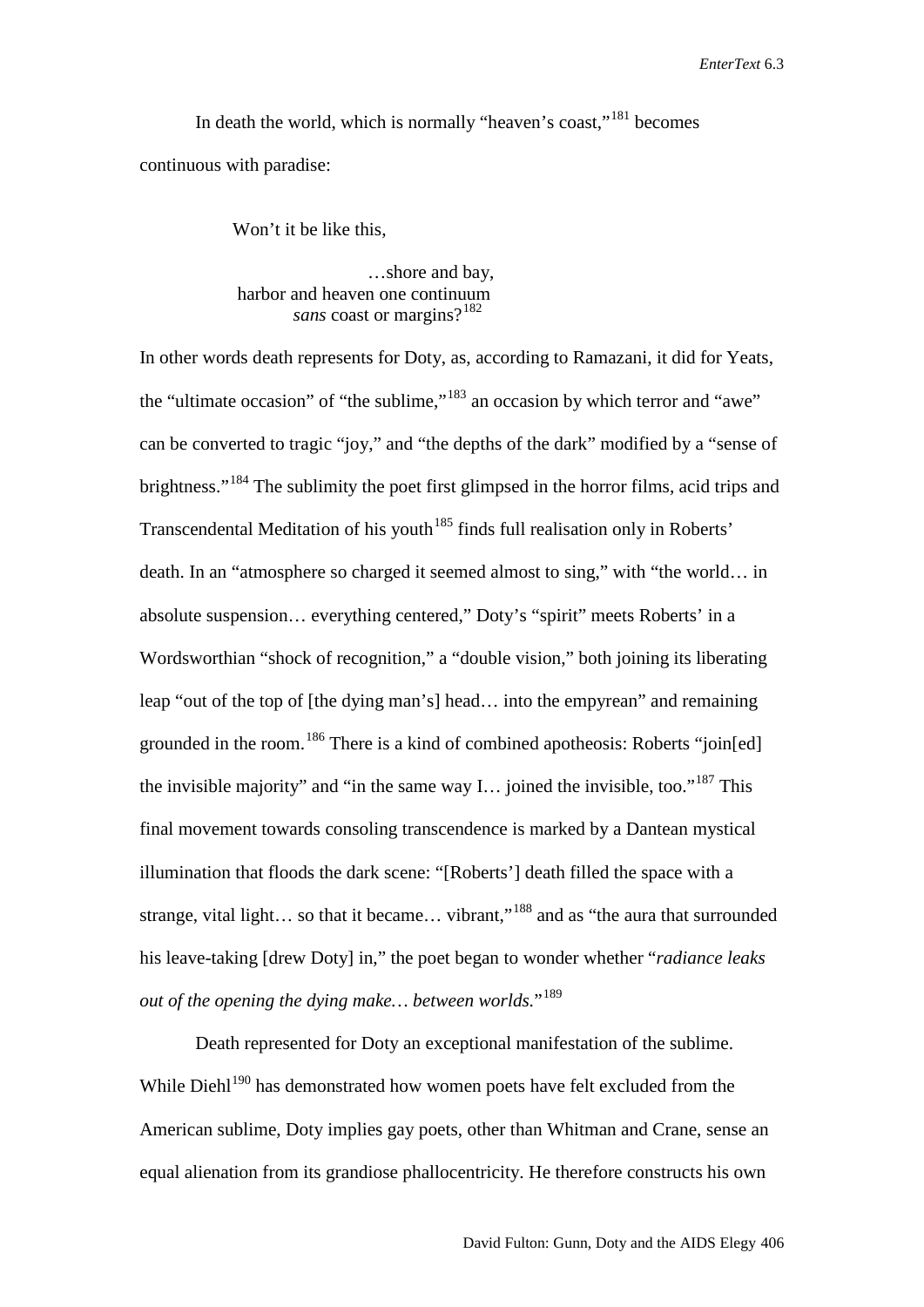In death the world, which is normally "heaven's coast,"[181] becomes continuous with paradise:

> Won't it be like this,
>
> …shore and bay,
> harbor and heaven one continuum
> *sans* coast or margins?[182]

In other words death represents for Doty, as, according to Ramazani, it did for Yeats, the "ultimate occasion" of "the sublime,"[183] an occasion by which terror and "awe" can be converted to tragic "joy," and "the depths of the dark" modified by a "sense of brightness."[184] The sublimity the poet first glimpsed in the horror films, acid trips and Transcendental Meditation of his youth[185] finds full realisation only in Roberts' death. In an "atmosphere so charged it seemed almost to sing," with "the world… in absolute suspension… everything centered," Doty's "spirit" meets Roberts' in a Wordsworthian "shock of recognition," a "double vision," both joining its liberating leap "out of the top of [the dying man's] head… into the empyrean" and remaining grounded in the room.[186] There is a kind of combined apotheosis: Roberts "join[ed] the invisible majority" and "in the same way I… joined the invisible, too."[187] This final movement towards consoling transcendence is marked by a Dantean mystical illumination that floods the dark scene: "[Roberts'] death filled the space with a strange, vital light… so that it became… vibrant,"[188] and as "the aura that surrounded his leave-taking [drew Doty] in," the poet began to wonder whether "*radiance leaks out of the opening the dying make… between worlds.*"[189]

Death represented for Doty an exceptional manifestation of the sublime. While Diehl[190] has demonstrated how women poets have felt excluded from the American sublime, Doty implies gay poets, other than Whitman and Crane, sense an equal alienation from its grandiose phallocentricity. He therefore constructs his own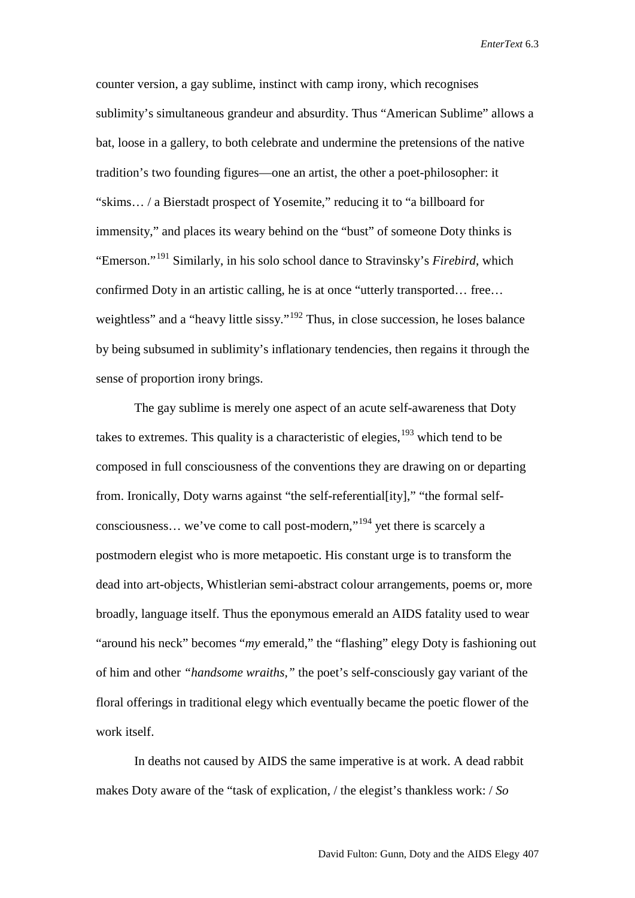counter version, a gay sublime, instinct with camp irony, which recognises sublimity's simultaneous grandeur and absurdity. Thus "American Sublime" allows a bat, loose in a gallery, to both celebrate and undermine the pretensions of the native tradition's two founding figures—one an artist, the other a poet-philosopher: it "skims… / a Bierstadt prospect of Yosemite," reducing it to "a billboard for immensity," and places its weary behind on the "bust" of someone Doty thinks is "Emerson."[191] Similarly, in his solo school dance to Stravinsky's *Firebird*, which confirmed Doty in an artistic calling, he is at once "utterly transported… free… weightless" and a "heavy little sissy."[192] Thus, in close succession, he loses balance by being subsumed in sublimity's inflationary tendencies, then regains it through the sense of proportion irony brings.

The gay sublime is merely one aspect of an acute self-awareness that Doty takes to extremes. This quality is a characteristic of elegies,[193] which tend to be composed in full consciousness of the conventions they are drawing on or departing from. Ironically, Doty warns against "the self-referential[ity]," "the formal self-consciousness… we've come to call post-modern,"[194] yet there is scarcely a postmodern elegist who is more metapoetic. His constant urge is to transform the dead into art-objects, Whistlerian semi-abstract colour arrangements, poems or, more broadly, language itself. Thus the eponymous emerald an AIDS fatality used to wear "around his neck" becomes "*my* emerald," the "flashing" elegy Doty is fashioning out of him and other *"handsome wraiths,"* the poet's self-consciously gay variant of the floral offerings in traditional elegy which eventually became the poetic flower of the work itself.

In deaths not caused by AIDS the same imperative is at work. A dead rabbit makes Doty aware of the "task of explication, / the elegist's thankless work: / *So*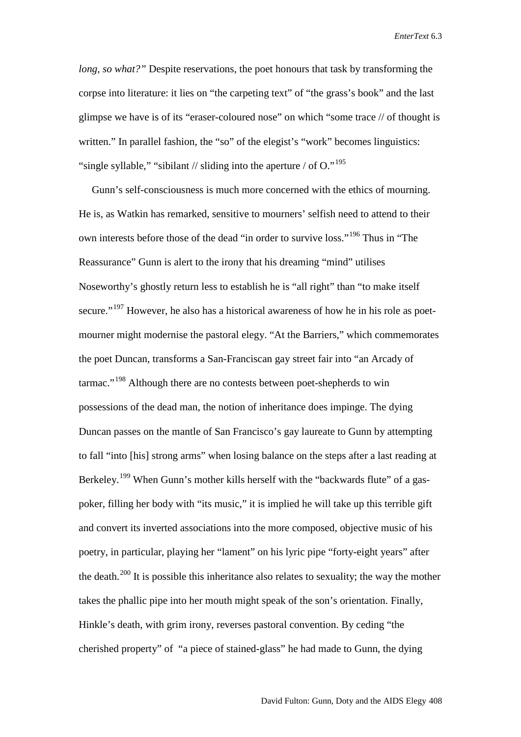*long, so what?"* Despite reservations, the poet honours that task by transforming the corpse into literature: it lies on "the carpeting text" of "the grass's book" and the last glimpse we have is of its "eraser-coloured nose" on which "some trace // of thought is written." In parallel fashion, the "so" of the elegist's "work" becomes linguistics: "single syllable," "sibilant // sliding into the aperture / of O."[195]

Gunn's self-consciousness is much more concerned with the ethics of mourning. He is, as Watkin has remarked, sensitive to mourners' selfish need to attend to their own interests before those of the dead "in order to survive loss."[196] Thus in "The Reassurance" Gunn is alert to the irony that his dreaming "mind" utilises Noseworthy's ghostly return less to establish he is "all right" than "to make itself secure."[197] However, he also has a historical awareness of how he in his role as poet-mourner might modernise the pastoral elegy. "At the Barriers," which commemorates the poet Duncan, transforms a San-Franciscan gay street fair into "an Arcady of tarmac."[198] Although there are no contests between poet-shepherds to win possessions of the dead man, the notion of inheritance does impinge. The dying Duncan passes on the mantle of San Francisco's gay laureate to Gunn by attempting to fall "into [his] strong arms" when losing balance on the steps after a last reading at Berkeley.[199] When Gunn's mother kills herself with the "backwards flute" of a gas-poker, filling her body with "its music," it is implied he will take up this terrible gift and convert its inverted associations into the more composed, objective music of his poetry, in particular, playing her "lament" on his lyric pipe "forty-eight years" after the death.[200] It is possible this inheritance also relates to sexuality; the way the mother takes the phallic pipe into her mouth might speak of the son's orientation. Finally, Hinkle's death, with grim irony, reverses pastoral convention. By ceding "the cherished property" of "a piece of stained-glass" he had made to Gunn, the dying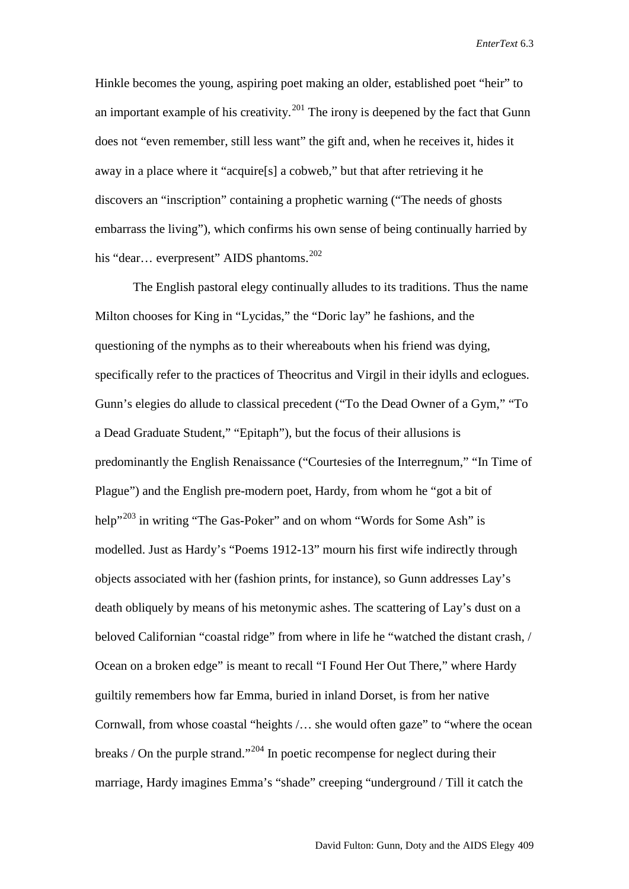Hinkle becomes the young, aspiring poet making an older, established poet "heir" to an important example of his creativity.[201] The irony is deepened by the fact that Gunn does not "even remember, still less want" the gift and, when he receives it, hides it away in a place where it "acquire[s] a cobweb," but that after retrieving it he discovers an "inscription" containing a prophetic warning ("The needs of ghosts embarrass the living"), which confirms his own sense of being continually harried by his "dear… everpresent" AIDS phantoms.[202]

The English pastoral elegy continually alludes to its traditions. Thus the name Milton chooses for King in "Lycidas," the "Doric lay" he fashions, and the questioning of the nymphs as to their whereabouts when his friend was dying, specifically refer to the practices of Theocritus and Virgil in their idylls and eclogues. Gunn's elegies do allude to classical precedent ("To the Dead Owner of a Gym," "To a Dead Graduate Student," "Epitaph"), but the focus of their allusions is predominantly the English Renaissance ("Courtesies of the Interregnum," "In Time of Plague") and the English pre-modern poet, Hardy, from whom he "got a bit of help"[203] in writing "The Gas-Poker" and on whom "Words for Some Ash" is modelled. Just as Hardy's "Poems 1912-13" mourn his first wife indirectly through objects associated with her (fashion prints, for instance), so Gunn addresses Lay's death obliquely by means of his metonymic ashes. The scattering of Lay's dust on a beloved Californian "coastal ridge" from where in life he "watched the distant crash, / Ocean on a broken edge" is meant to recall "I Found Her Out There," where Hardy guiltily remembers how far Emma, buried in inland Dorset, is from her native Cornwall, from whose coastal "heights /… she would often gaze" to "where the ocean breaks / On the purple strand."[204] In poetic recompense for neglect during their marriage, Hardy imagines Emma's "shade" creeping "underground / Till it catch the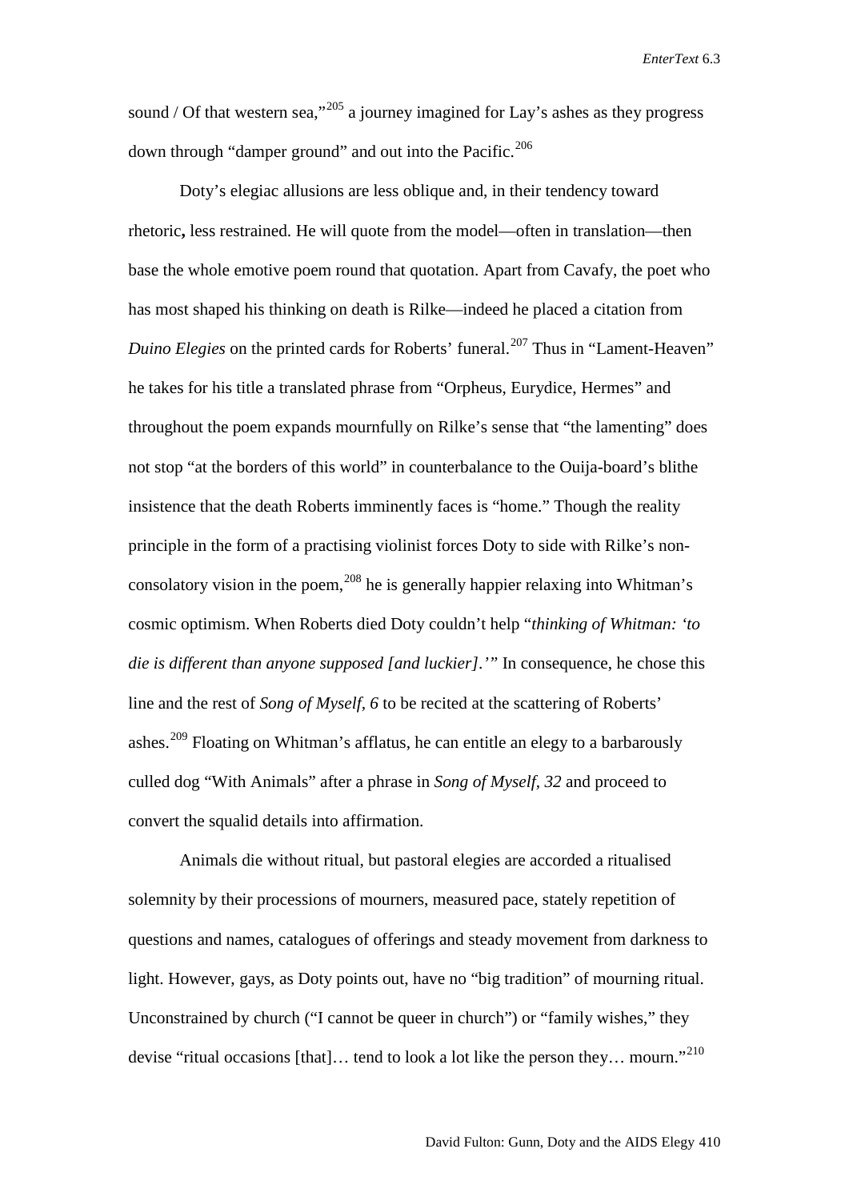sound / Of that western sea,"[205] a journey imagined for Lay's ashes as they progress down through "damper ground" and out into the Pacific.[206]

Doty's elegiac allusions are less oblique and, in their tendency toward rhetoric**,** less restrained. He will quote from the model—often in translation—then base the whole emotive poem round that quotation. Apart from Cavafy, the poet who has most shaped his thinking on death is Rilke—indeed he placed a citation from *Duino Elegies* on the printed cards for Roberts' funeral.[207] Thus in "Lament-Heaven" he takes for his title a translated phrase from "Orpheus, Eurydice, Hermes" and throughout the poem expands mournfully on Rilke's sense that "the lamenting" does not stop "at the borders of this world" in counterbalance to the Ouija-board's blithe insistence that the death Roberts imminently faces is "home." Though the reality principle in the form of a practising violinist forces Doty to side with Rilke's non-consolatory vision in the poem,[208] he is generally happier relaxing into Whitman's cosmic optimism. When Roberts died Doty couldn't help "*thinking of Whitman: 'to die is different than anyone supposed [and luckier].'*" In consequence, he chose this line and the rest of *Song of Myself, 6* to be recited at the scattering of Roberts' ashes.[209] Floating on Whitman's afflatus, he can entitle an elegy to a barbarously culled dog "With Animals" after a phrase in *Song of Myself, 32* and proceed to convert the squalid details into affirmation.

Animals die without ritual, but pastoral elegies are accorded a ritualised solemnity by their processions of mourners, measured pace, stately repetition of questions and names, catalogues of offerings and steady movement from darkness to light. However, gays, as Doty points out, have no "big tradition" of mourning ritual. Unconstrained by church ("I cannot be queer in church") or "family wishes," they devise "ritual occasions [that]… tend to look a lot like the person they… mourn."[210]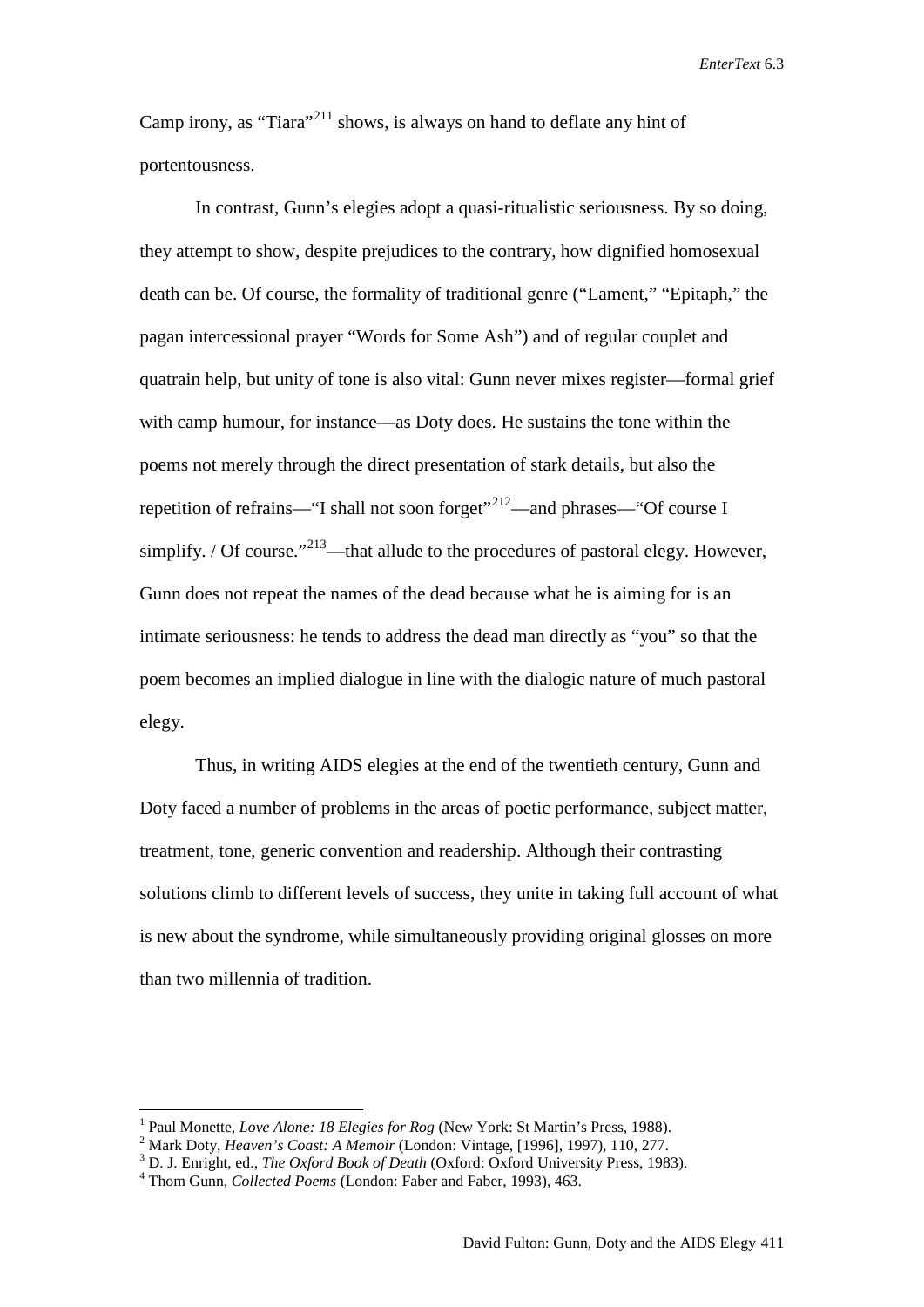Camp irony, as "Tiara"[211] shows, is always on hand to deflate any hint of portentousness.

In contrast, Gunn's elegies adopt a quasi-ritualistic seriousness. By so doing, they attempt to show, despite prejudices to the contrary, how dignified homosexual death can be. Of course, the formality of traditional genre ("Lament," "Epitaph," the pagan intercessional prayer "Words for Some Ash") and of regular couplet and quatrain help, but unity of tone is also vital: Gunn never mixes register—formal grief with camp humour, for instance—as Doty does. He sustains the tone within the poems not merely through the direct presentation of stark details, but also the repetition of refrains—"I shall not soon forget"[212]—and phrases—"Of course I simplify. / Of course."[213]—that allude to the procedures of pastoral elegy. However, Gunn does not repeat the names of the dead because what he is aiming for is an intimate seriousness: he tends to address the dead man directly as "you" so that the poem becomes an implied dialogue in line with the dialogic nature of much pastoral elegy.

Thus, in writing AIDS elegies at the end of the twentieth century, Gunn and Doty faced a number of problems in the areas of poetic performance, subject matter, treatment, tone, generic convention and readership. Although their contrasting solutions climb to different levels of success, they unite in taking full account of what is new about the syndrome, while simultaneously providing original glosses on more than two millennia of tradition.

---

[1] Paul Monette, *Love Alone: 18 Elegies for Rog* (New York: St Martin's Press, 1988).

[2] Mark Doty, *Heaven's Coast: A Memoir* (London: Vintage, [1996], 1997), 110, 277.

[3] D. J. Enright, ed., *The Oxford Book of Death* (Oxford: Oxford University Press, 1983).

[4] Thom Gunn, *Collected Poems* (London: Faber and Faber, 1993), 463.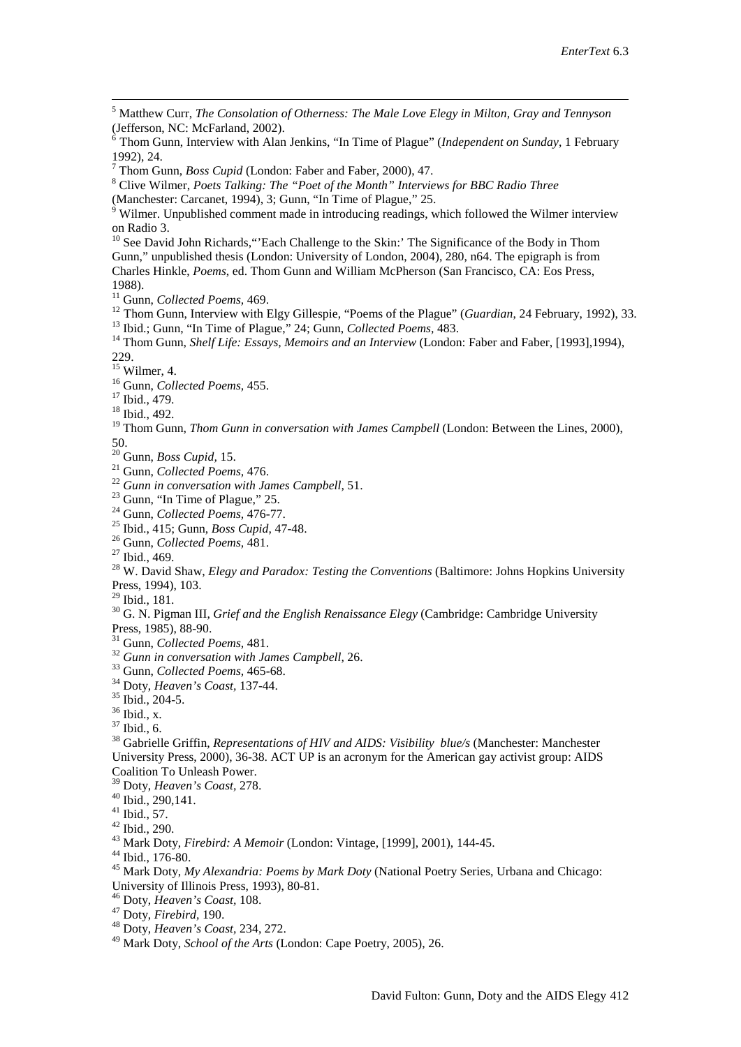[5] Matthew Curr, *The Consolation of Otherness: The Male Love Elegy in Milton, Gray and Tennyson* (Jefferson, NC: McFarland, 2002).

[6] Thom Gunn, Interview with Alan Jenkins, "In Time of Plague" (*Independent on Sunday*, 1 February 1992), 24.

[7] Thom Gunn, *Boss Cupid* (London: Faber and Faber, 2000), 47.

[8] Clive Wilmer, *Poets Talking: The "Poet of the Month" Interviews for BBC Radio Three* (Manchester: Carcanet, 1994), 3; Gunn, "In Time of Plague," 25.

[9] Wilmer. Unpublished comment made in introducing readings, which followed the Wilmer interview on Radio 3.

[10] See David John Richards,"'Each Challenge to the Skin:' The Significance of the Body in Thom Gunn," unpublished thesis (London: University of London, 2004), 280, n64. The epigraph is from Charles Hinkle, *Poems*, ed. Thom Gunn and William McPherson (San Francisco, CA: Eos Press, 1988).

[11] Gunn, *Collected Poems*, 469.

[12] Thom Gunn, Interview with Elgy Gillespie, "Poems of the Plague" (*Guardian*, 24 February, 1992), 33.

[13] Ibid.; Gunn, "In Time of Plague," 24; Gunn, *Collected Poems*, 483.

[14] Thom Gunn, *Shelf Life: Essays, Memoirs and an Interview* (London: Faber and Faber, [1993],1994), 229.

[15] Wilmer, 4.

[16] Gunn, *Collected Poems*, 455.

[17] Ibid., 479.

[18] Ibid., 492.

[19] Thom Gunn, *Thom Gunn in conversation with James Campbell* (London: Between the Lines, 2000), 50.

[20] Gunn, *Boss Cupid*, 15.

[21] Gunn, *Collected Poems*, 476.

[22] *Gunn in conversation with James Campbell*, 51.

[23] Gunn, "In Time of Plague," 25.

[24] Gunn, *Collected Poems*, 476-77.

[25] Ibid., 415; Gunn, *Boss Cupid*, 47-48.

[26] Gunn, *Collected Poems*, 481.

[27] Ibid., 469.

[28] W. David Shaw, *Elegy and Paradox: Testing the Conventions* (Baltimore: Johns Hopkins University Press, 1994), 103.

[29] Ibid., 181.

[30] G. N. Pigman III, *Grief and the English Renaissance Elegy* (Cambridge: Cambridge University Press, 1985), 88-90.

[31] Gunn, *Collected Poems*, 481.

[32] *Gunn in conversation with James Campbell*, 26.

[33] Gunn, *Collected Poems*, 465-68.

[34] Doty, *Heaven's Coast*, 137-44.

[35] Ibid., 204-5.

[36] Ibid., x.

[37] Ibid., 6.

[38] Gabrielle Griffin, *Representations of HIV and AIDS: Visibility blue/s* (Manchester: Manchester University Press, 2000), 36-38. ACT UP is an acronym for the American gay activist group: AIDS Coalition To Unleash Power.

[39] Doty, *Heaven's Coast*, 278.

[40] Ibid., 290,141.

[41] Ibid., 57.

[42] Ibid., 290.

[43] Mark Doty, *Firebird: A Memoir* (London: Vintage, [1999], 2001), 144-45.

[44] Ibid., 176-80.

[45] Mark Doty, *My Alexandria: Poems by Mark Doty* (National Poetry Series, Urbana and Chicago: University of Illinois Press, 1993), 80-81.

[46] Doty, *Heaven's Coast*, 108.

[47] Doty, *Firebird*, 190.

[48] Doty, *Heaven's Coast*, 234, 272.

[49] Mark Doty, *School of the Arts* (London: Cape Poetry, 2005), 26.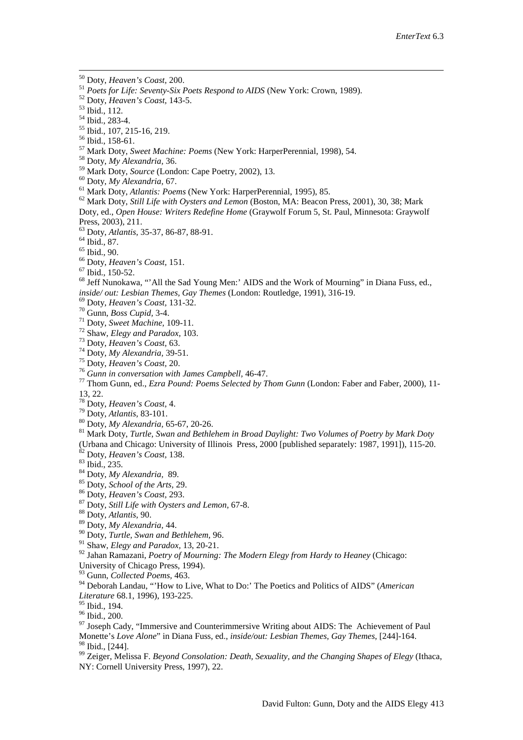[50] Doty, *Heaven's Coast*, 200.
[51] *Poets for Life: Seventy-Six Poets Respond to AIDS* (New York: Crown, 1989).
[52] Doty, *Heaven's Coast*, 143-5.
[53] Ibid., 112.
[54] Ibid., 283-4.
[55] Ibid., 107, 215-16, 219.
[56] Ibid., 158-61.
[57] Mark Doty, *Sweet Machine: Poems* (New York: HarperPerennial, 1998), 54.
[58] Doty, *My Alexandria*, 36.
[59] Mark Doty, *Source* (London: Cape Poetry, 2002), 13.
[60] Doty, *My Alexandria*, 67.
[61] Mark Doty, *Atlantis: Poems* (New York: HarperPerennial, 1995), 85.
[62] Mark Doty, *Still Life with Oysters and Lemon* (Boston, MA: Beacon Press, 2001), 30, 38; Mark Doty, ed., *Open House: Writers Redefine Home* (Graywolf Forum 5, St. Paul, Minnesota: Graywolf Press, 2003), 211.
[63] Doty, *Atlantis*, 35-37, 86-87, 88-91.
[64] Ibid., 87.
[65] Ibid., 90.
[66] Doty, *Heaven's Coast*, 151.
[67] Ibid., 150-52.
[68] Jeff Nunokawa, "'All the Sad Young Men:' AIDS and the Work of Mourning" in Diana Fuss, ed., *inside/ out: Lesbian Themes, Gay Themes* (London: Routledge, 1991), 316-19.
[69] Doty, *Heaven's Coast*, 131-32.
[70] Gunn, *Boss Cupid*, 3-4.
[71] Doty, *Sweet Machine*, 109-11.
[72] Shaw, *Elegy and Paradox*, 103.
[73] Doty, *Heaven's Coast*, 63.
[74] Doty, *My Alexandria*, 39-51.
[75] Doty, *Heaven's Coast*, 20.
[76] *Gunn in conversation with James Campbell*, 46-47.
[77] Thom Gunn, ed., *Ezra Pound: Poems Selected by Thom Gunn* (London: Faber and Faber, 2000), 11-13, 22.
[78] Doty, *Heaven's Coast*, 4.
[79] Doty, *Atlantis*, 83-101.
[80] Doty, *My Alexandria*, 65-67, 20-26.
[81] Mark Doty, *Turtle, Swan and Bethlehem in Broad Daylight: Two Volumes of Poetry by Mark Doty* (Urbana and Chicago: University of Illinois Press, 2000 [published separately: 1987, 1991]), 115-20.
[82] Doty, *Heaven's Coast*, 138.
[83] Ibid., 235.
[84] Doty, *My Alexandria*, 89.
[85] Doty, *School of the Arts*, 29.
[86] Doty, *Heaven's Coast*, 293.
[87] Doty, *Still Life with Oysters and Lemon*, 67-8.
[88] Doty, *Atlantis*, 90.
[89] Doty, *My Alexandria*, 44.
[90] Doty, *Turtle, Swan and Bethlehem*, 96.
[91] Shaw, *Elegy and Paradox*, 13, 20-21.
[92] Jahan Ramazani, *Poetry of Mourning: The Modern Elegy from Hardy to Heaney* (Chicago: University of Chicago Press, 1994).
[93] Gunn, *Collected Poems*, 463.
[94] Deborah Landau, "'How to Live, What to Do:' The Poetics and Politics of AIDS" (*American Literature* 68.1, 1996), 193-225.
[95] Ibid., 194.
[96] Ibid., 200.
[97] Joseph Cady, "Immersive and Counterimmersive Writing about AIDS: The Achievement of Paul Monette's *Love Alone*" in Diana Fuss, ed., *inside/out: Lesbian Themes, Gay Themes*, [244]-164.
[98] Ibid., [244].
[99] Zeiger, Melissa F. *Beyond Consolation: Death, Sexuality, and the Changing Shapes of Elegy* (Ithaca, NY: Cornell University Press, 1997), 22.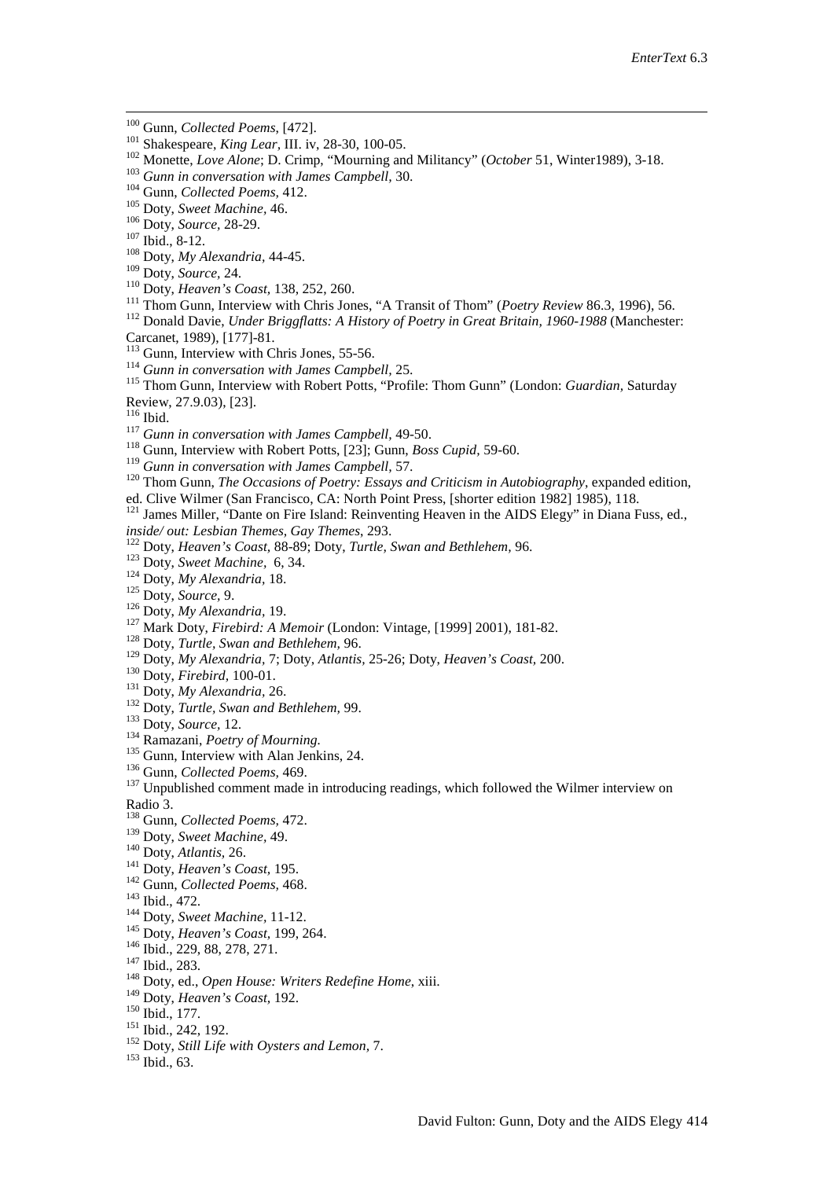[100] Gunn, *Collected Poems*, [472].
[101] Shakespeare, *King Lear*, III. iv, 28-30, 100-05.
[102] Monette, *Love Alone*; D. Crimp, "Mourning and Militancy" (*October* 51, Winter1989), 3-18.
[103] *Gunn in conversation with James Campbell*, 30.
[104] Gunn, *Collected Poems*, 412.
[105] Doty, *Sweet Machine*, 46.
[106] Doty, *Source*, 28-29.
[107] Ibid., 8-12.
[108] Doty, *My Alexandria*, 44-45.
[109] Doty, *Source*, 24.
[110] Doty, *Heaven's Coast*, 138, 252, 260.
[111] Thom Gunn, Interview with Chris Jones, "A Transit of Thom" (*Poetry Review* 86.3, 1996), 56.
[112] Donald Davie, *Under Briggflatts: A History of Poetry in Great Britain, 1960-1988* (Manchester: Carcanet, 1989), [177]-81.
[113] Gunn, Interview with Chris Jones, 55-56.
[114] *Gunn in conversation with James Campbell*, 25.
[115] Thom Gunn, Interview with Robert Potts, "Profile: Thom Gunn" (London: *Guardian*, Saturday Review, 27.9.03), [23].
[116] Ibid.
[117] *Gunn in conversation with James Campbell*, 49-50.
[118] Gunn, Interview with Robert Potts, [23]; Gunn, *Boss Cupid*, 59-60.
[119] *Gunn in conversation with James Campbell*, 57.
[120] Thom Gunn, *The Occasions of Poetry: Essays and Criticism in Autobiography*, expanded edition, ed. Clive Wilmer (San Francisco, CA: North Point Press, [shorter edition 1982] 1985), 118.
[121] James Miller, "Dante on Fire Island: Reinventing Heaven in the AIDS Elegy" in Diana Fuss, ed., *inside/ out: Lesbian Themes, Gay Themes*, 293.
[122] Doty, *Heaven's Coast*, 88-89; Doty, *Turtle, Swan and Bethlehem*, 96.
[123] Doty, *Sweet Machine*, 6, 34.
[124] Doty, *My Alexandria*, 18.
[125] Doty, *Source*, 9.
[126] Doty, *My Alexandria*, 19.
[127] Mark Doty, *Firebird: A Memoir* (London: Vintage, [1999] 2001), 181-82.
[128] Doty, *Turtle, Swan and Bethlehem*, 96.
[129] Doty, *My Alexandria*, 7; Doty, *Atlantis*, 25-26; Doty, *Heaven's Coast*, 200.
[130] Doty, *Firebird*, 100-01.
[131] Doty, *My Alexandria*, 26.
[132] Doty, *Turtle, Swan and Bethlehem*, 99.
[133] Doty, *Source*, 12.
[134] Ramazani, *Poetry of Mourning*.
[135] Gunn, Interview with Alan Jenkins, 24.
[136] Gunn, *Collected Poems*, 469.
[137] Unpublished comment made in introducing readings, which followed the Wilmer interview on Radio 3.
[138] Gunn, *Collected Poems*, 472.
[139] Doty, *Sweet Machine*, 49.
[140] Doty, *Atlantis*, 26.
[141] Doty, *Heaven's Coast*, 195.
[142] Gunn, *Collected Poems*, 468.
[143] Ibid., 472.
[144] Doty, *Sweet Machine*, 11-12.
[145] Doty, *Heaven's Coast*, 199, 264.
[146] Ibid., 229, 88, 278, 271.
[147] Ibid., 283.
[148] Doty, ed., *Open House: Writers Redefine Home*, xiii.
[149] Doty, *Heaven's Coast*, 192.
[150] Ibid., 177.
[151] Ibid., 242, 192.
[152] Doty, *Still Life with Oysters and Lemon*, 7.
[153] Ibid., 63.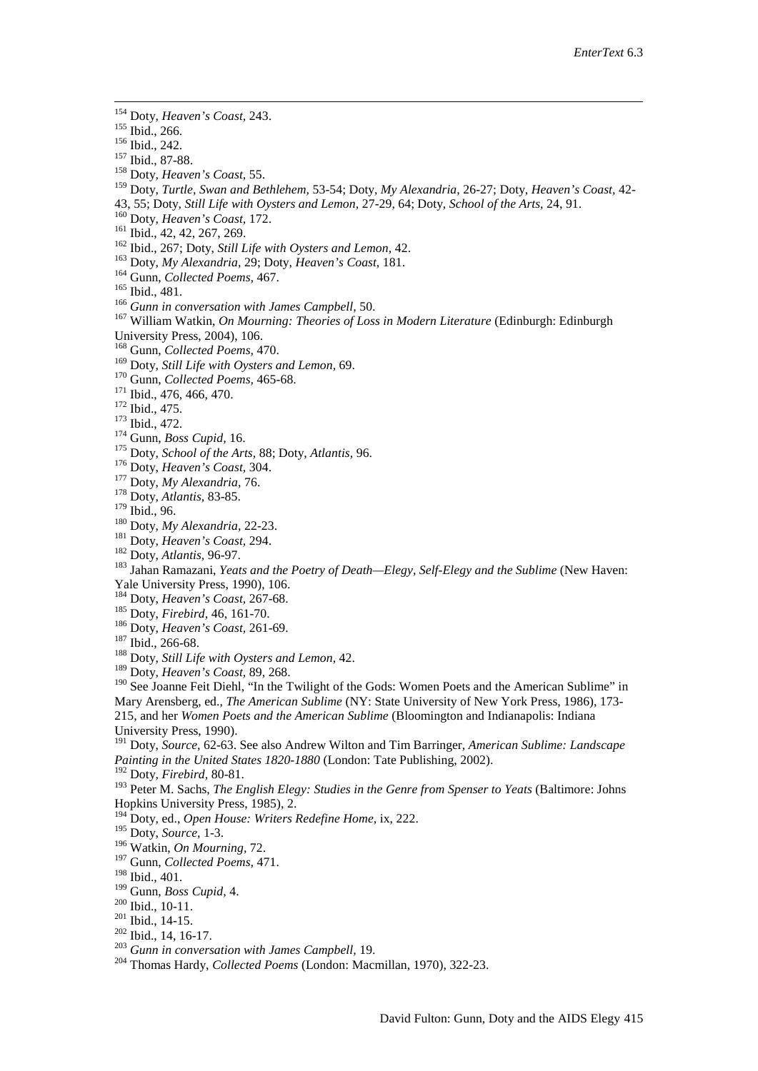[154] Doty, *Heaven's Coast,* 243.
[155] Ibid., 266.
[156] Ibid., 242.
[157] Ibid., 87-88.
[158] Doty, *Heaven's Coast,* 55.
[159] Doty, *Turtle, Swan and Bethlehem,* 53-54; Doty, *My Alexandria,* 26-27; Doty, *Heaven's Coast,* 42-43, 55; Doty, *Still Life with Oysters and Lemon,* 27-29, 64; Doty, *School of the Arts,* 24, 91.
[160] Doty, *Heaven's Coast,* 172.
[161] Ibid., 42, 42, 267, 269.
[162] Ibid., 267; Doty, *Still Life with Oysters and Lemon,* 42.
[163] Doty, *My Alexandria,* 29; Doty, *Heaven's Coast,* 181.
[164] Gunn, *Collected Poems,* 467.
[165] Ibid., 481.
[166] *Gunn in conversation with James Campbell,* 50.
[167] William Watkin, *On Mourning: Theories of Loss in Modern Literature* (Edinburgh: Edinburgh University Press, 2004), 106.
[168] Gunn, *Collected Poems,* 470.
[169] Doty, *Still Life with Oysters and Lemon,* 69.
[170] Gunn, *Collected Poems,* 465-68.
[171] Ibid., 476, 466, 470.
[172] Ibid., 475.
[173] Ibid., 472.
[174] Gunn, *Boss Cupid,* 16.
[175] Doty, *School of the Arts,* 88; Doty, *Atlantis,* 96.
[176] Doty, *Heaven's Coast,* 304.
[177] Doty, *My Alexandria,* 76.
[178] Doty, *Atlantis,* 83-85.
[179] Ibid., 96.
[180] Doty, *My Alexandria,* 22-23.
[181] Doty, *Heaven's Coast,* 294.
[182] Doty, *Atlantis,* 96-97.
[183] Jahan Ramazani, *Yeats and the Poetry of Death—Elegy, Self-Elegy and the Sublime* (New Haven: Yale University Press, 1990), 106.
[184] Doty, *Heaven's Coast,* 267-68.
[185] Doty, *Firebird,* 46, 161-70.
[186] Doty, *Heaven's Coast,* 261-69.
[187] Ibid., 266-68.
[188] Doty, *Still Life with Oysters and Lemon,* 42.
[189] Doty, *Heaven's Coast,* 89, 268.
[190] See Joanne Feit Diehl, "In the Twilight of the Gods: Women Poets and the American Sublime" in Mary Arensberg, ed., *The American Sublime* (NY: State University of New York Press, 1986), 173-215, and her *Women Poets and the American Sublime* (Bloomington and Indianapolis: Indiana University Press, 1990).
[191] Doty, *Source,* 62-63. See also Andrew Wilton and Tim Barringer, *American Sublime: Landscape Painting in the United States 1820-1880* (London: Tate Publishing, 2002).
[192] Doty, *Firebird,* 80-81.
[193] Peter M. Sachs, *The English Elegy: Studies in the Genre from Spenser to Yeats* (Baltimore: Johns Hopkins University Press, 1985), 2.
[194] Doty, ed., *Open House: Writers Redefine Home,* ix, 222.
[195] Doty, *Source,* 1-3.
[196] Watkin, *On Mourning,* 72.
[197] Gunn, *Collected Poems,* 471.
[198] Ibid., 401.
[199] Gunn, *Boss Cupid,* 4.
[200] Ibid., 10-11.
[201] Ibid., 14-15.
[202] Ibid., 14, 16-17.
[203] *Gunn in conversation with James Campbell,* 19.
[204] Thomas Hardy, *Collected Poems* (London: Macmillan, 1970), 322-23.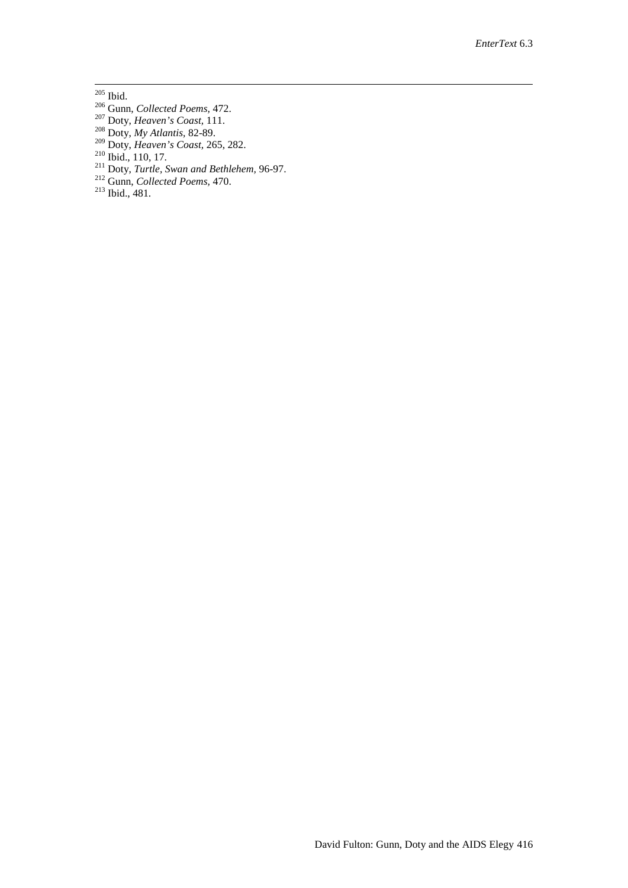[205] Ibid.

[206] Gunn, *Collected Poems,* 472.

[207] Doty, *Heaven's Coast,* 111.

[208] Doty, *My Atlantis,* 82-89.

[209] Doty, *Heaven's Coast,* 265, 282.

[210] Ibid., 110, 17.

[211] Doty, *Turtle, Swan and Bethlehem,* 96-97.

[212] Gunn, *Collected Poems,* 470.

[213] Ibid., 481.